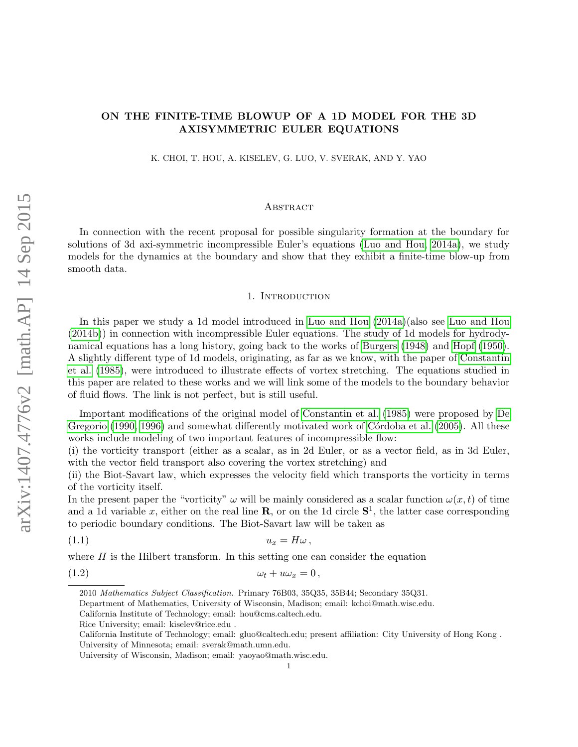# ON THE FINITE-TIME BLOWUP OF A 1D MODEL FOR THE 3D AXISYMMETRIC EULER EQUATIONS

K. CHOI, T. HOU, A. KISELEV, G. LUO, V. SVERAK, AND Y. YAO

## Abstract

In connection with the recent proposal for possible singularity formation at the boundary for solutions of 3d axi-symmetric incompressible Euler's equations (Luo and Hou, 2014a), we study models for the dynamics at the boundary and show that they exhibit a finite-time blow-up from smooth data.

## 1. Introduction

In this paper we study a 1d model introduced in Luo and Hou (2014a)(also see Luo and Hou (2014b)) in connection with incompressible Euler equations. The study of 1d models for hydrodynamical equations has a long history, going back to the works of Burgers (1948) and Hopf (1950). A slightly different type of 1d models, originating, as far as we know, with the paper of Constantin et al. (1985), were introduced to illustrate effects of vortex stretching. The equations studied in this paper are related to these works and we will link some of the models to the boundary behavior of fluid flows. The link is not perfect, but is still useful.

Important modifications of the original model of Constantin et al. (1985) were proposed by De Gregorio (1990, 1996) and somewhat differently motivated work of Córdoba et al. (2005). All these works include modeling of two important features of incompressible flow:
(i) the vorticity transport (either as a scalar, as in 2d Euler, or as a vector field, as in 3d Euler, with the vector field transport also covering the vortex stretching) and
(ii) the Biot-Savart law, which expresses the velocity field which transports the vorticity in terms of the vorticity itself.
In the present paper the "vorticity" $\omega$ will be mainly considered as a scalar function $\omega(x, t)$ of time and a 1d variable $x$, either on the real line $\mathbf{R}$, or on the 1d circle $\mathbf{S}^1$, the latter case corresponding to periodic boundary conditions. The Biot-Savart law will be taken as

$$u_x = H\omega\,, \tag{1.1}$$

where $H$ is the Hilbert transform. In this setting one can consider the equation

$$\omega_t + u\omega_x = 0\,, \tag{1.2}$$

---

2010 *Mathematics Subject Classification.* Primary 76B03, 35Q35, 35B44; Secondary 35Q31.

Department of Mathematics, University of Wisconsin, Madison; email: kchoi@math.wisc.edu.

California Institute of Technology; email: hou@cms.caltech.edu.

Rice University; email: kiselev@rice.edu .

California Institute of Technology; email: gluo@caltech.edu; present affiliation: City University of Hong Kong .

University of Minnesota; email: sverak@math.umn.edu.

University of Wisconsin, Madison; email: yaoyao@math.wisc.edu.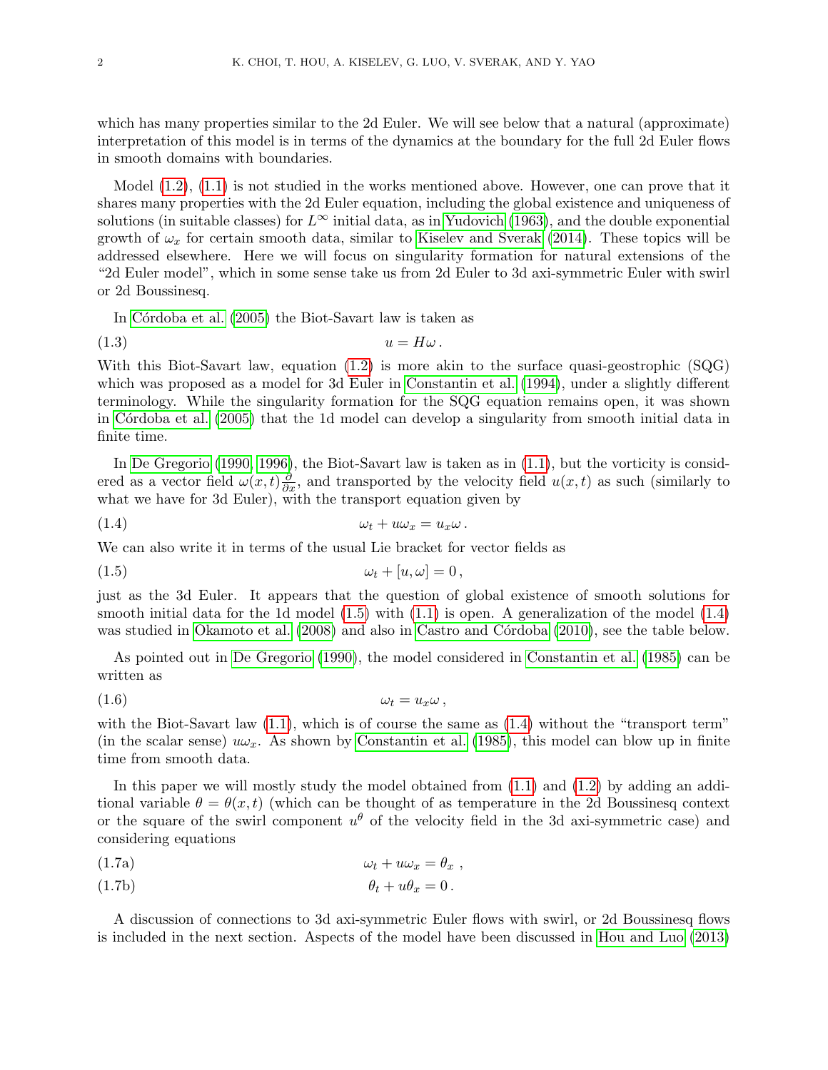which has many properties similar to the 2d Euler. We will see below that a natural (approximate) interpretation of this model is in terms of the dynamics at the boundary for the full 2d Euler flows in smooth domains with boundaries.

Model (1.2), (1.1) is not studied in the works mentioned above. However, one can prove that it shares many properties with the 2d Euler equation, including the global existence and uniqueness of solutions (in suitable classes) for $L^\infty$ initial data, as in Yudovich (1963), and the double exponential growth of $\omega_x$ for certain smooth data, similar to Kiselev and Sverak (2014). These topics will be addressed elsewhere. Here we will focus on singularity formation for natural extensions of the "2d Euler model", which in some sense take us from 2d Euler to 3d axi-symmetric Euler with swirl or 2d Boussinesq.

In Córdoba et al. (2005) the Biot-Savart law is taken as

$$u = H\omega\,. \tag{1.3}$$

With this Biot-Savart law, equation (1.2) is more akin to the surface quasi-geostrophic (SQG) which was proposed as a model for 3d Euler in Constantin et al. (1994), under a slightly different terminology. While the singularity formation for the SQG equation remains open, it was shown in Córdoba et al. (2005) that the 1d model can develop a singularity from smooth initial data in finite time.

In De Gregorio (1990, 1996), the Biot-Savart law is taken as in (1.1), but the vorticity is considered as a vector field $\omega(x,t)\frac{\partial}{\partial x}$, and transported by the velocity field $u(x,t)$ as such (similarly to what we have for 3d Euler), with the transport equation given by

$$\omega_t + u\omega_x = u_x\omega\,. \tag{1.4}$$

We can also write it in terms of the usual Lie bracket for vector fields as

$$\omega_t + [u,\omega] = 0\,, \tag{1.5}$$

just as the 3d Euler. It appears that the question of global existence of smooth solutions for smooth initial data for the 1d model (1.5) with (1.1) is open. A generalization of the model (1.4) was studied in Okamoto et al. (2008) and also in Castro and Córdoba (2010), see the table below.

As pointed out in De Gregorio (1990), the model considered in Constantin et al. (1985) can be written as

$$\omega_t = u_x\omega\,, \tag{1.6}$$

with the Biot-Savart law (1.1), which is of course the same as (1.4) without the "transport term" (in the scalar sense) $u\omega_x$. As shown by Constantin et al. (1985), this model can blow up in finite time from smooth data.

In this paper we will mostly study the model obtained from (1.1) and (1.2) by adding an additional variable $\theta = \theta(x,t)$ (which can be thought of as temperature in the 2d Boussinesq context or the square of the swirl component $u^\theta$ of the velocity field in the 3d axi-symmetric case) and considering equations

$$\omega_t + u\omega_x = \theta_x\,, \tag{1.7a}$$

$$\theta_t + u\theta_x = 0\,. \tag{1.7b}$$

A discussion of connections to 3d axi-symmetric Euler flows with swirl, or 2d Boussinesq flows is included in the next section. Aspects of the model have been discussed in Hou and Luo (2013)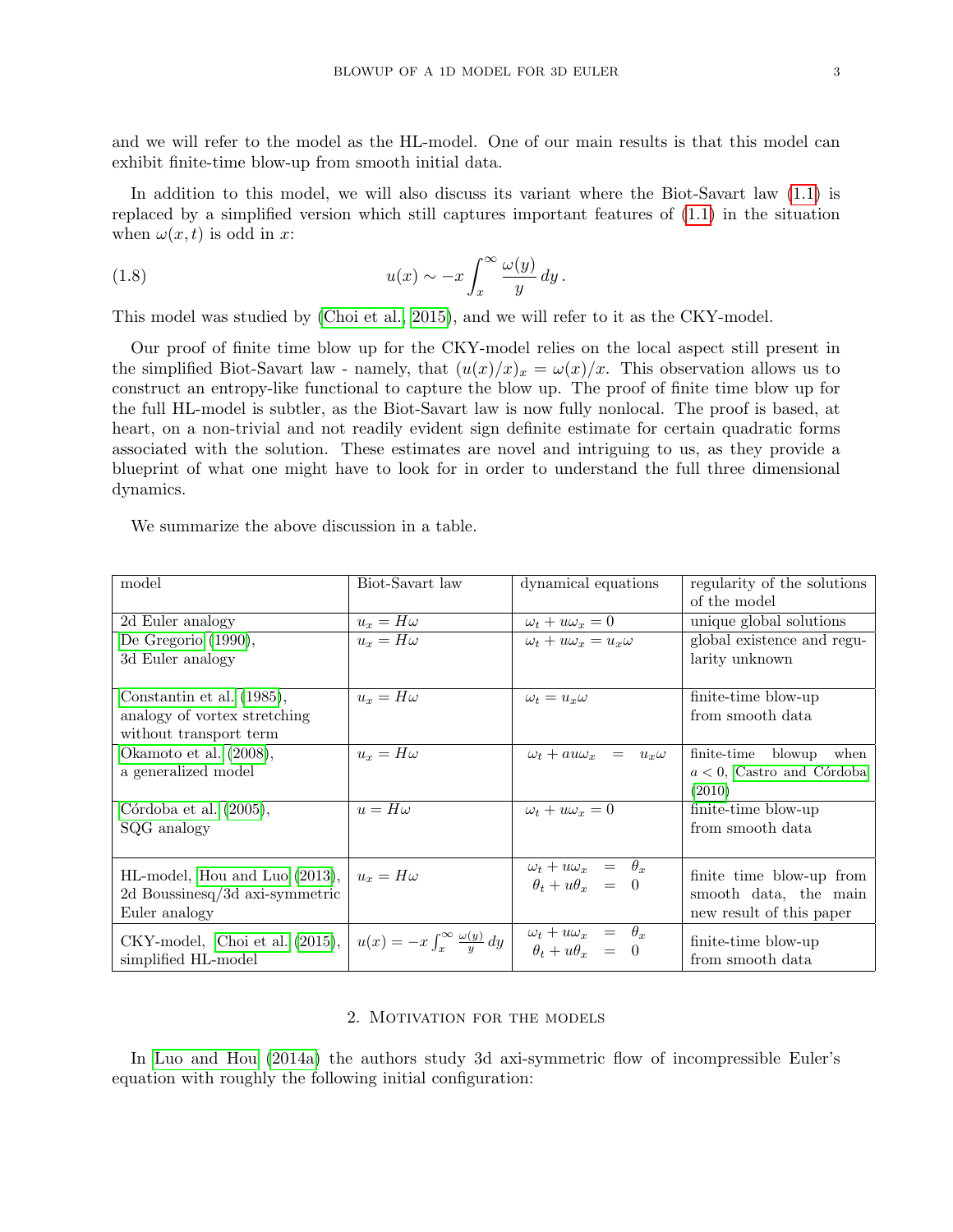and we will refer to the model as the HL-model. One of our main results is that this model can exhibit finite-time blow-up from smooth initial data.

In addition to this model, we will also discuss its variant where the Biot-Savart law (1.1) is replaced by a simplified version which still captures important features of (1.1) in the situation when $\omega(x,t)$ is odd in $x$:

$$u(x) \sim -x \int_x^\infty \frac{\omega(y)}{y}\, dy\,. \tag{1.8}$$

This model was studied by (Choi et al., 2015), and we will refer to it as the CKY-model.

Our proof of finite time blow up for the CKY-model relies on the local aspect still present in the simplified Biot-Savart law - namely, that $(u(x)/x)_x = \omega(x)/x$. This observation allows us to construct an entropy-like functional to capture the blow up. The proof of finite time blow up for the full HL-model is subtler, as the Biot-Savart law is now fully nonlocal. The proof is based, at heart, on a non-trivial and not readily evident sign definite estimate for certain quadratic forms associated with the solution. These estimates are novel and intriguing to us, as they provide a blueprint of what one might have to look for in order to understand the full three dimensional dynamics.

We summarize the above discussion in a table.

| model | Biot-Savart law | dynamical equations | regularity of the solutions of the model |
|---|---|---|---|
| 2d Euler analogy | $u_x = H\omega$ | $\omega_t + u\omega_x = 0$ | unique global solutions |
| De Gregorio (1990), 3d Euler analogy | $u_x = H\omega$ | $\omega_t + u\omega_x = u_x\omega$ | global existence and regularity unknown |
| Constantin et al. (1985), analogy of vortex stretching without transport term | $u_x = H\omega$ | $\omega_t = u_x\omega$ | finite-time blow-up from smooth data |
| Okamoto et al. (2008), a generalized model | $u_x = H\omega$ | $\omega_t + au\omega_x = u_x\omega$ | finite-time blowup when $a<0$, Castro and Córdoba (2010) |
| Córdoba et al. (2005), SQG analogy | $u = H\omega$ | $\omega_t + u\omega_x = 0$ | finite-time blow-up from smooth data |
| HL-model, Hou and Luo (2013), 2d Boussinesq/3d axi-symmetric Euler analogy | $u_x = H\omega$ | $\omega_t + u\omega_x = \theta_x$, $\theta_t + u\theta_x = 0$ | finite time blow-up from smooth data, the main new result of this paper |
| CKY-model, Choi et al. (2015), simplified HL-model | $u(x) = -x\int_x^\infty \frac{\omega(y)}{y}\,dy$ | $\omega_t + u\omega_x = \theta_x$, $\theta_t + u\theta_x = 0$ | finite-time blow-up from smooth data |

## 2. Motivation for the models

In Luo and Hou (2014a) the authors study 3d axi-symmetric flow of incompressible Euler's equation with roughly the following initial configuration: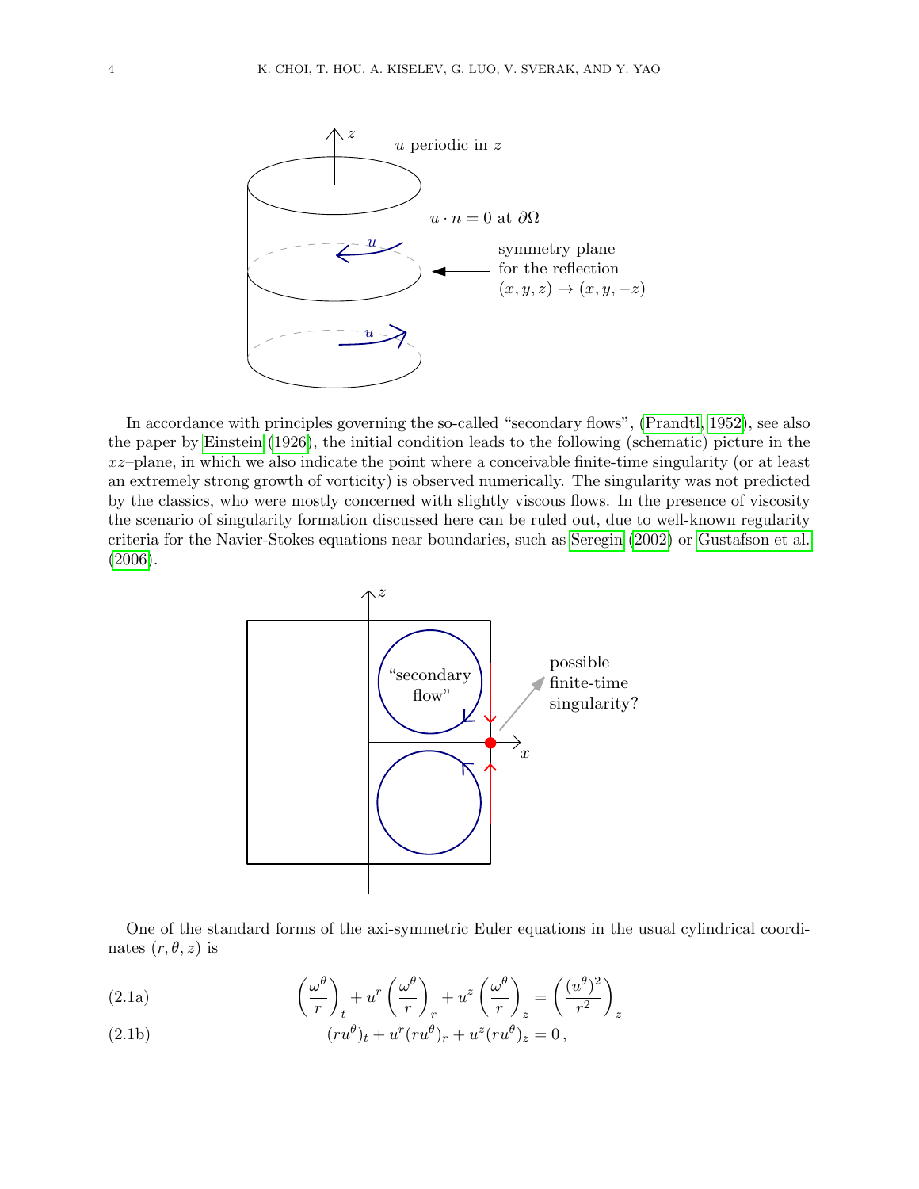In accordance with principles governing the so-called "secondary flows", (Prandtl, 1952), see also the paper by Einstein (1926), the initial condition leads to the following (schematic) picture in the $xz$–plane, in which we also indicate the point where a conceivable finite-time singularity (or at least an extremely strong growth of vorticity) is observed numerically. The singularity was not predicted by the classics, who were mostly concerned with slightly viscous flows. In the presence of viscosity the scenario of singularity formation discussed here can be ruled out, due to well-known regularity criteria for the Navier-Stokes equations near boundaries, such as Seregin (2002) or Gustafson et al. (2006).

One of the standard forms of the axi-symmetric Euler equations in the usual cylindrical coordinates $(r, \theta, z)$ is

$$\left(\frac{\omega^\theta}{r}\right)_t + u^r \left(\frac{\omega^\theta}{r}\right)_r + u^z \left(\frac{\omega^\theta}{r}\right)_z = \left(\frac{(u^\theta)^2}{r^2}\right)_z \tag{2.1a}$$

$$(ru^\theta)_t + u^r (ru^\theta)_r + u^z (ru^\theta)_z = 0\,, \tag{2.1b}$$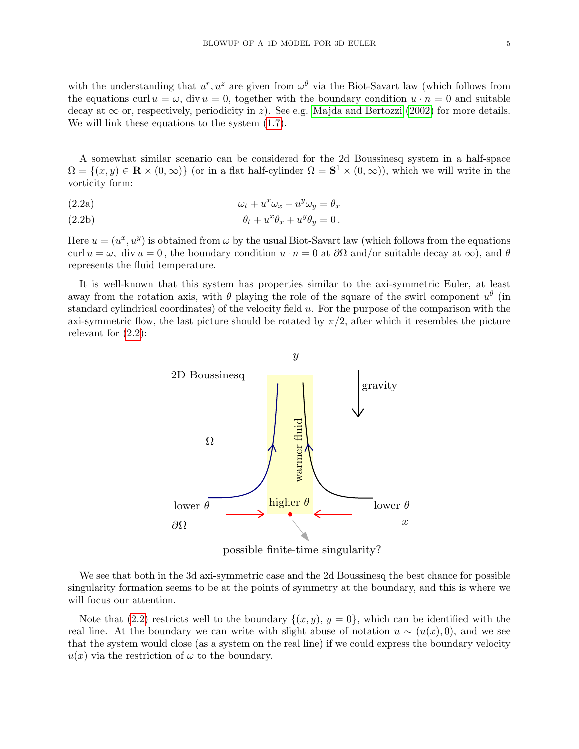with the understanding that $u^r, u^z$ are given from $\omega^\theta$ via the Biot-Savart law (which follows from the equations $\operatorname{curl} u = \omega$, $\operatorname{div} u = 0$, together with the boundary condition $u \cdot n = 0$ and suitable decay at $\infty$ or, respectively, periodicity in $z$). See e.g. Majda and Bertozzi (2002) for more details. We will link these equations to the system (1.7).

A somewhat similar scenario can be considered for the 2d Boussinesq system in a half-space $\Omega = \{(x, y) \in \mathbf{R} \times (0, \infty)\}$ (or in a flat half-cylinder $\Omega = \mathbf{S}^1 \times (0, \infty)$), which we will write in the vorticity form:

$$\omega_t + u^x \omega_x + u^y \omega_y = \theta_x \tag{2.2a}$$

$$\theta_t + u^x \theta_x + u^y \theta_y = 0\,. \tag{2.2b}$$

Here $u = (u^x, u^y)$ is obtained from $\omega$ by the usual Biot-Savart law (which follows from the equations $\operatorname{curl} u = \omega,\ \operatorname{div} u = 0$, the boundary condition $u \cdot n = 0$ at $\partial\Omega$ and/or suitable decay at $\infty$), and $\theta$ represents the fluid temperature.

It is well-known that this system has properties similar to the axi-symmetric Euler, at least away from the rotation axis, with $\theta$ playing the role of the square of the swirl component $u^\theta$ (in standard cylindrical coordinates) of the velocity field $u$. For the purpose of the comparison with the axi-symmetric flow, the last picture should be rotated by $\pi/2$, after which it resembles the picture relevant for (2.2):

2D Boussinesq; gravity; $\Omega$; warmer fluid; lower $\theta$; higher $\theta$; lower $\theta$; $\partial\Omega$; $x$; $y$

possible finite-time singularity?

We see that both in the 3d axi-symmetric case and the 2d Boussinesq the best chance for possible singularity formation seems to be at the points of symmetry at the boundary, and this is where we will focus our attention.

Note that (2.2) restricts well to the boundary $\{(x, y),\ y = 0\}$, which can be identified with the real line. At the boundary we can write with slight abuse of notation $u \sim (u(x), 0)$, and we see that the system would close (as a system on the real line) if we could express the boundary velocity $u(x)$ via the restriction of $\omega$ to the boundary.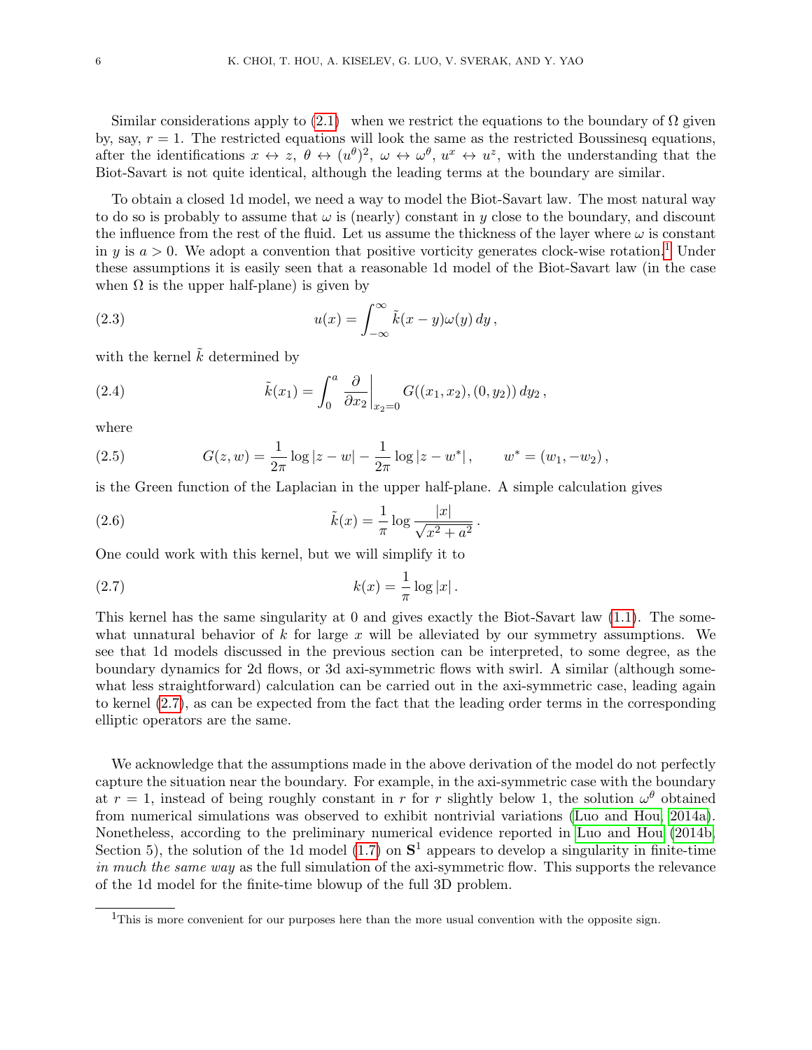Similar considerations apply to (2.1) when we restrict the equations to the boundary of $\Omega$ given by, say, $r = 1$. The restricted equations will look the same as the restricted Boussinesq equations, after the identifications $x \leftrightarrow z$, $\theta \leftrightarrow (u^\theta)^2$, $\omega \leftrightarrow \omega^\theta$, $u^x \leftrightarrow u^z$, with the understanding that the Biot-Savart is not quite identical, although the leading terms at the boundary are similar.

To obtain a closed 1d model, we need a way to model the Biot-Savart law. The most natural way to do so is probably to assume that $\omega$ is (nearly) constant in $y$ close to the boundary, and discount the influence from the rest of the fluid. Let us assume the thickness of the layer where $\omega$ is constant in $y$ is $a > 0$. We adopt a convention that positive vorticity generates clock-wise rotation.[1] Under these assumptions it is easily seen that a reasonable 1d model of the Biot-Savart law (in the case when $\Omega$ is the upper half-plane) is given by

$$u(x) = \int_{-\infty}^{\infty} \tilde{k}(x-y)\omega(y)\,dy\,, \tag{2.3}$$

with the kernel $\tilde{k}$ determined by

$$\tilde{k}(x_1) = \int_0^a \frac{\partial}{\partial x_2}\Big|_{x_2=0} G((x_1,x_2),(0,y_2))\,dy_2\,, \tag{2.4}$$

where

$$G(z,w) = \frac{1}{2\pi}\log|z-w| - \frac{1}{2\pi}\log|z-w^*|\,, \qquad w^* = (w_1,-w_2)\,, \tag{2.5}$$

is the Green function of the Laplacian in the upper half-plane. A simple calculation gives

$$\tilde{k}(x) = \frac{1}{\pi}\log\frac{|x|}{\sqrt{x^2+a^2}}\,. \tag{2.6}$$

One could work with this kernel, but we will simplify it to

$$k(x) = \frac{1}{\pi}\log|x|\,. \tag{2.7}$$

This kernel has the same singularity at 0 and gives exactly the Biot-Savart law (1.1). The somewhat unnatural behavior of $k$ for large $x$ will be alleviated by our symmetry assumptions. We see that 1d models discussed in the previous section can be interpreted, to some degree, as the boundary dynamics for 2d flows, or 3d axi-symmetric flows with swirl. A similar (although somewhat less straightforward) calculation can be carried out in the axi-symmetric case, leading again to kernel (2.7), as can be expected from the fact that the leading order terms in the corresponding elliptic operators are the same.

We acknowledge that the assumptions made in the above derivation of the model do not perfectly capture the situation near the boundary. For example, in the axi-symmetric case with the boundary at $r = 1$, instead of being roughly constant in $r$ for $r$ slightly below 1, the solution $\omega^\theta$ obtained from numerical simulations was observed to exhibit nontrivial variations (Luo and Hou, 2014a). Nonetheless, according to the preliminary numerical evidence reported in Luo and Hou (2014b, Section 5), the solution of the 1d model (1.7) on $\mathbf{S}^1$ appears to develop a singularity in finite-time *in much the same way* as the full simulation of the axi-symmetric flow. This supports the relevance of the 1d model for the finite-time blowup of the full 3D problem.

[1] This is more convenient for our purposes here than the more usual convention with the opposite sign.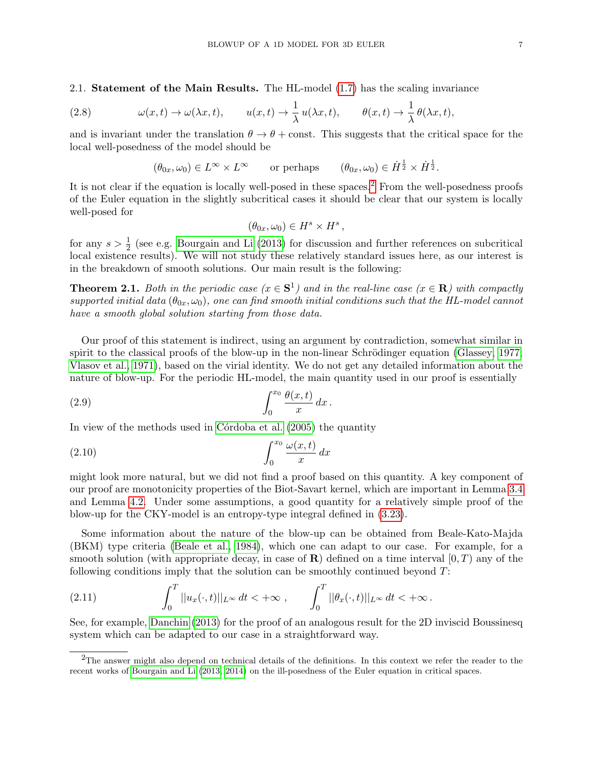### 2.1. Statement of the Main Results.

The HL-model (1.7) has the scaling invariance

$$\omega(x,t) \to \omega(\lambda x, t), \qquad u(x,t) \to \frac{1}{\lambda}\, u(\lambda x, t), \qquad \theta(x,t) \to \frac{1}{\lambda}\, \theta(\lambda x, t), \tag{2.8}$$

and is invariant under the translation $\theta \to \theta + \text{const}$. This suggests that the critical space for the local well-posedness of the model should be

$$(\theta_{0x}, \omega_0) \in L^\infty \times L^\infty \qquad \text{or perhaps} \qquad (\theta_{0x}, \omega_0) \in \dot{H}^{\frac{1}{2}} \times \dot{H}^{\frac{1}{2}}.$$

It is not clear if the equation is locally well-posed in these spaces.[2] From the well-posedness proofs of the Euler equation in the slightly subcritical cases it should be clear that our system is locally well-posed for

$$(\theta_{0x}, \omega_0) \in H^s \times H^s\,,$$

for any $s > \frac{1}{2}$ (see e.g. Bourgain and Li (2013) for discussion and further references on subcritical local existence results). We will not study these relatively standard issues here, as our interest is in the breakdown of smooth solutions. Our main result is the following:

**Theorem 2.1.** *Both in the periodic case ($x \in \mathbf{S}^1$) and in the real-line case ($x \in \mathbf{R}$) with compactly supported initial data $(\theta_{0x}, \omega_0)$, one can find smooth initial conditions such that the HL-model cannot have a smooth global solution starting from those data.*

Our proof of this statement is indirect, using an argument by contradiction, somewhat similar in spirit to the classical proofs of the blow-up in the non-linear Schrödinger equation (Glassey, 1977; Vlasov et al., 1971), based on the virial identity. We do not get any detailed information about the nature of blow-up. For the periodic HL-model, the main quantity used in our proof is essentially

$$\int_0^{x_0} \frac{\theta(x,t)}{x}\, dx\,. \tag{2.9}$$

In view of the methods used in Córdoba et al. (2005) the quantity

$$\int_0^{x_0} \frac{\omega(x,t)}{x}\, dx \tag{2.10}$$

might look more natural, but we did not find a proof based on this quantity. A key component of our proof are monotonicity properties of the Biot-Savart kernel, which are important in Lemma 3.4 and Lemma 4.2. Under some assumptions, a good quantity for a relatively simple proof of the blow-up for the CKY-model is an entropy-type integral defined in (3.23).

Some information about the nature of the blow-up can be obtained from Beale-Kato-Majda (BKM) type criteria (Beale et al., 1984), which one can adapt to our case. For example, for a smooth solution (with appropriate decay, in case of $\mathbf{R}$) defined on a time interval $[0, T)$ any of the following conditions imply that the solution can be smoothly continued beyond $T$:

$$\int_0^T ||u_x(\cdot,t)||_{L^\infty}\, dt < +\infty\,, \qquad \int_0^T ||\theta_x(\cdot,t)||_{L^\infty}\, dt < +\infty\,. \tag{2.11}$$

See, for example, Danchin (2013) for the proof of an analogous result for the 2D inviscid Boussinesq system which can be adapted to our case in a straightforward way.

---

[2] The answer might also depend on technical details of the definitions. In this context we refer the reader to the recent works of Bourgain and Li (2013, 2014) on the ill-posedness of the Euler equation in critical spaces.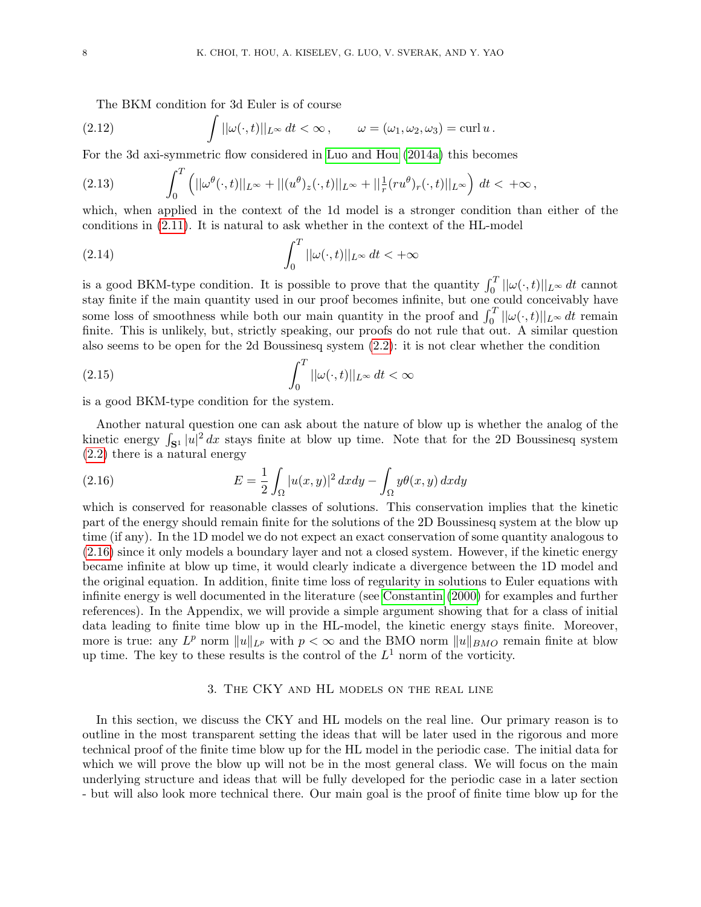The BKM condition for 3d Euler is of course

$$\int ||\omega(\cdot,t)||_{L^\infty}\,dt < \infty\,, \qquad \omega = (\omega_1,\omega_2,\omega_3) = \operatorname{curl} u\,. \tag{2.12}$$

For the 3d axi-symmetric flow considered in Luo and Hou (2014a) this becomes

$$\int_0^T \left( ||\omega^\theta(\cdot,t)||_{L^\infty} + ||(u^\theta)_z(\cdot,t)||_{L^\infty} + ||\tfrac{1}{r}(ru^\theta)_r(\cdot,t)||_{L^\infty}\right)\,dt < +\infty\,, \tag{2.13}$$

which, when applied in the context of the 1d model is a stronger condition than either of the conditions in (2.11). It is natural to ask whether in the context of the HL-model

$$\int_0^T ||\omega(\cdot,t)||_{L^\infty}\,dt < +\infty \tag{2.14}$$

is a good BKM-type condition. It is possible to prove that the quantity $\int_0^T ||\omega(\cdot,t)||_{L^\infty}\,dt$ cannot stay finite if the main quantity used in our proof becomes infinite, but one could conceivably have some loss of smoothness while both our main quantity in the proof and $\int_0^T ||\omega(\cdot,t)||_{L^\infty}\,dt$ remain finite. This is unlikely, but, strictly speaking, our proofs do not rule that out. A similar question also seems to be open for the 2d Boussinesq system (2.2): it is not clear whether the condition

$$\int_0^T ||\omega(\cdot,t)||_{L^\infty}\,dt < \infty \tag{2.15}$$

is a good BKM-type condition for the system.

Another natural question one can ask about the nature of blow up is whether the analog of the kinetic energy $\int_{\mathbf{S}^1} |u|^2\,dx$ stays finite at blow up time. Note that for the 2D Boussinesq system (2.2) there is a natural energy

$$E = \frac{1}{2}\int_\Omega |u(x,y)|^2\,dxdy - \int_\Omega y\theta(x,y)\,dxdy \tag{2.16}$$

which is conserved for reasonable classes of solutions. This conservation implies that the kinetic part of the energy should remain finite for the solutions of the 2D Boussinesq system at the blow up time (if any). In the 1D model we do not expect an exact conservation of some quantity analogous to (2.16) since it only models a boundary layer and not a closed system. However, if the kinetic energy became infinite at blow up time, it would clearly indicate a divergence between the 1D model and the original equation. In addition, finite time loss of regularity in solutions to Euler equations with infinite energy is well documented in the literature (see Constantin (2000) for examples and further references). In the Appendix, we will provide a simple argument showing that for a class of initial data leading to finite time blow up in the HL-model, the kinetic energy stays finite. Moreover, more is true: any $L^p$ norm $\|u\|_{L^p}$ with $p < \infty$ and the BMO norm $\|u\|_{BMO}$ remain finite at blow up time. The key to these results is the control of the $L^1$ norm of the vorticity.

## 3. The CKY and HL models on the real line

In this section, we discuss the CKY and HL models on the real line. Our primary reason is to outline in the most transparent setting the ideas that will be later used in the rigorous and more technical proof of the finite time blow up for the HL model in the periodic case. The initial data for which we will prove the blow up will not be in the most general class. We will focus on the main underlying structure and ideas that will be fully developed for the periodic case in a later section - but will also look more technical there. Our main goal is the proof of finite time blow up for the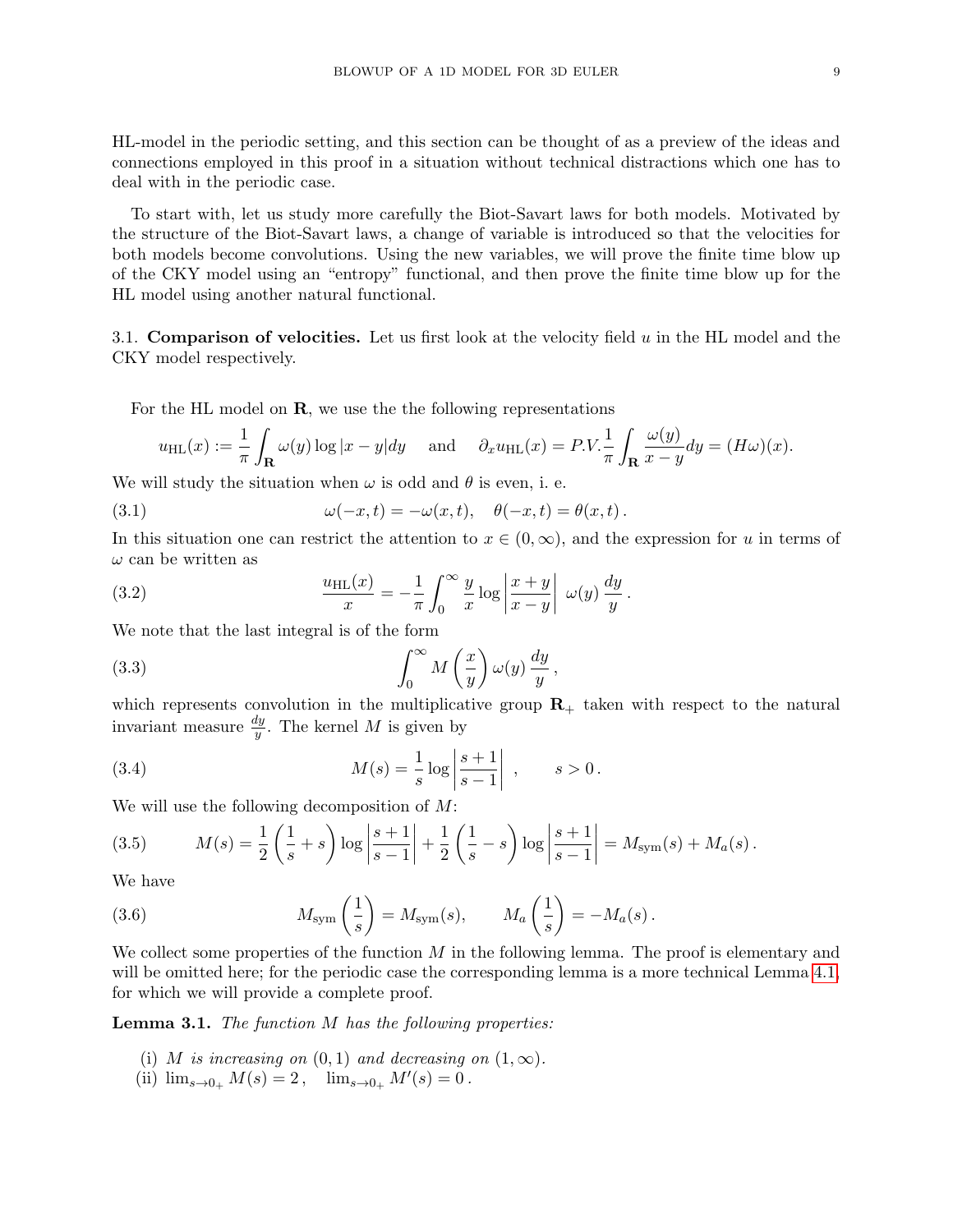HL-model in the periodic setting, and this section can be thought of as a preview of the ideas and connections employed in this proof in a situation without technical distractions which one has to deal with in the periodic case.

To start with, let us study more carefully the Biot-Savart laws for both models. Motivated by the structure of the Biot-Savart laws, a change of variable is introduced so that the velocities for both models become convolutions. Using the new variables, we will prove the finite time blow up of the CKY model using an "entropy" functional, and then prove the finite time blow up for the HL model using another natural functional.

3.1. **Comparison of velocities.** Let us first look at the velocity field $u$ in the HL model and the CKY model respectively.

For the HL model on $\mathbf{R}$, we use the the following representations

$$u_{\rm HL}(x) := \frac{1}{\pi}\int_{\mathbf{R}} \omega(y)\log|x-y|dy \quad \text{ and } \quad \partial_x u_{\rm HL}(x) = P.V.\frac{1}{\pi}\int_{\mathbf{R}} \frac{\omega(y)}{x-y}dy = (H\omega)(x).$$

We will study the situation when $\omega$ is odd and $\theta$ is even, i. e.

$$\omega(-x,t) = -\omega(x,t), \quad \theta(-x,t) = \theta(x,t)\,. \tag{3.1}$$

In this situation one can restrict the attention to $x \in (0,\infty)$, and the expression for $u$ in terms of $\omega$ can be written as

$$\frac{u_{\rm HL}(x)}{x} = -\frac{1}{\pi}\int_0^\infty \frac{y}{x}\log\left|\frac{x+y}{x-y}\right|\ \omega(y)\,\frac{dy}{y}\,. \tag{3.2}$$

We note that the last integral is of the form

$$\int_0^\infty M\left(\frac{x}{y}\right)\omega(y)\,\frac{dy}{y}\,, \tag{3.3}$$

which represents convolution in the multiplicative group $\mathbf{R}_+$ taken with respect to the natural invariant measure $\frac{dy}{y}$. The kernel $M$ is given by

$$M(s) = \frac{1}{s}\log\left|\frac{s+1}{s-1}\right|\ , \qquad s>0\,. \tag{3.4}$$

We will use the following decomposition of $M$:

$$M(s) = \frac{1}{2}\left(\frac{1}{s}+s\right)\log\left|\frac{s+1}{s-1}\right| + \frac{1}{2}\left(\frac{1}{s}-s\right)\log\left|\frac{s+1}{s-1}\right| = M_{\rm sym}(s) + M_a(s)\,. \tag{3.5}$$

We have

$$M_{\rm sym}\left(\frac{1}{s}\right) = M_{\rm sym}(s), \qquad M_a\left(\frac{1}{s}\right) = -M_a(s)\,. \tag{3.6}$$

We collect some properties of the function $M$ in the following lemma. The proof is elementary and will be omitted here; for the periodic case the corresponding lemma is a more technical Lemma 4.1, for which we will provide a complete proof.

**Lemma 3.1.** *The function $M$ has the following properties:*

(i) *$M$ is increasing on $(0,1)$ and decreasing on $(1,\infty)$.*
(ii) $\lim_{s\to 0_+} M(s) = 2\,,\quad \lim_{s\to 0_+} M'(s) = 0\,.$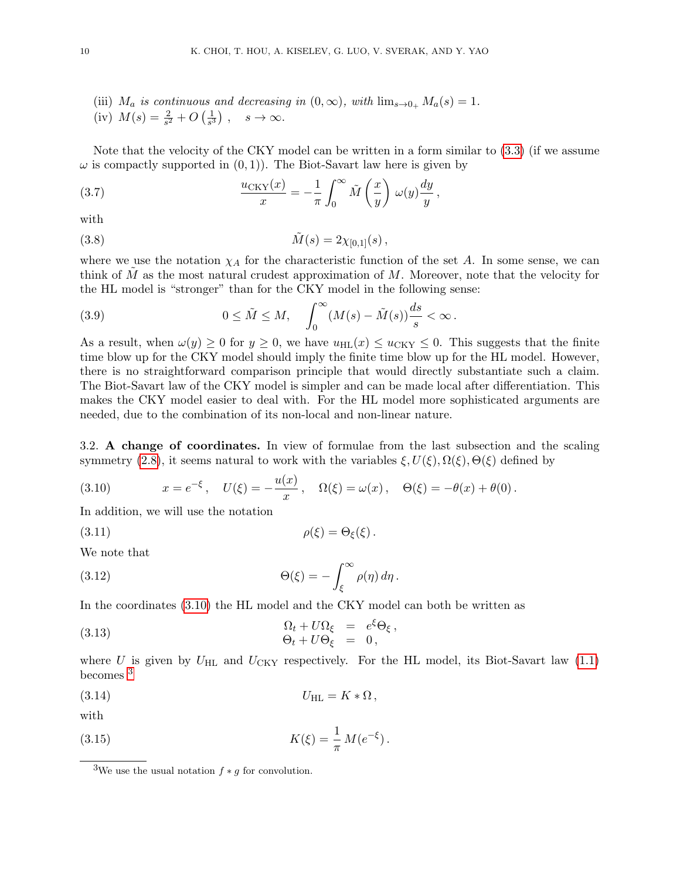(iii) $M_a$ *is continuous and decreasing in* $(0,\infty)$*, with* $\lim_{s\to 0_+} M_a(s) = 1$.
(iv) $M(s) = \frac{2}{s^2} + O\left(\frac{1}{s^3}\right)\,, \quad s \to \infty.$

Note that the velocity of the CKY model can be written in a form similar to (3.3) (if we assume $\omega$ is compactly supported in $(0,1)$). The Biot-Savart law here is given by

$$\frac{u_{\mathrm{CKY}}(x)}{x} = -\frac{1}{\pi}\int_0^\infty \tilde{M}\left(\frac{x}{y}\right)\omega(y)\frac{dy}{y}\,, \tag{3.7}$$

with

$$\tilde{M}(s) = 2\chi_{[0,1]}(s)\,, \tag{3.8}$$

where we use the notation $\chi_A$ for the characteristic function of the set $A$. In some sense, we can think of $\tilde{M}$ as the most natural crudest approximation of $M$. Moreover, note that the velocity for the HL model is "stronger" than for the CKY model in the following sense:

$$0 \le \tilde{M} \le M, \quad \int_0^\infty (M(s) - \tilde{M}(s))\frac{ds}{s} < \infty\,. \tag{3.9}$$

As a result, when $\omega(y) \ge 0$ for $y \ge 0$, we have $u_{\mathrm{HL}}(x) \le u_{\mathrm{CKY}} \le 0$. This suggests that the finite time blow up for the CKY model should imply the finite time blow up for the HL model. However, there is no straightforward comparison principle that would directly substantiate such a claim. The Biot-Savart law of the CKY model is simpler and can be made local after differentiation. This makes the CKY model easier to deal with. For the HL model more sophisticated arguments are needed, due to the combination of its non-local and non-linear nature.

3.2. **A change of coordinates.** In view of formulae from the last subsection and the scaling symmetry (2.8), it seems natural to work with the variables $\xi, U(\xi), \Omega(\xi), \Theta(\xi)$ defined by

$$x = e^{-\xi}\,, \quad U(\xi) = -\frac{u(x)}{x}\,, \quad \Omega(\xi) = \omega(x)\,, \quad \Theta(\xi) = -\theta(x) + \theta(0)\,. \tag{3.10}$$

In addition, we will use the notation

$$\rho(\xi) = \Theta_\xi(\xi)\,. \tag{3.11}$$

We note that

$$\Theta(\xi) = -\int_\xi^\infty \rho(\eta)\,d\eta\,. \tag{3.12}$$

In the coordinates (3.10) the HL model and the CKY model can both be written as

$$\begin{aligned} \Omega_t + U\Omega_\xi &= e^\xi \Theta_\xi\,, \\ \Theta_t + U\Theta_\xi &= 0\,, \end{aligned} \tag{3.13}$$

where $U$ is given by $U_{\mathrm{HL}}$ and $U_{\mathrm{CKY}}$ respectively. For the HL model, its Biot-Savart law (1.1) becomes [3]

$$U_{\mathrm{HL}} = K * \Omega\,, \tag{3.14}$$

with

$$K(\xi) = \frac{1}{\pi}M(e^{-\xi})\,. \tag{3.15}$$

[3] We use the usual notation $f * g$ for convolution.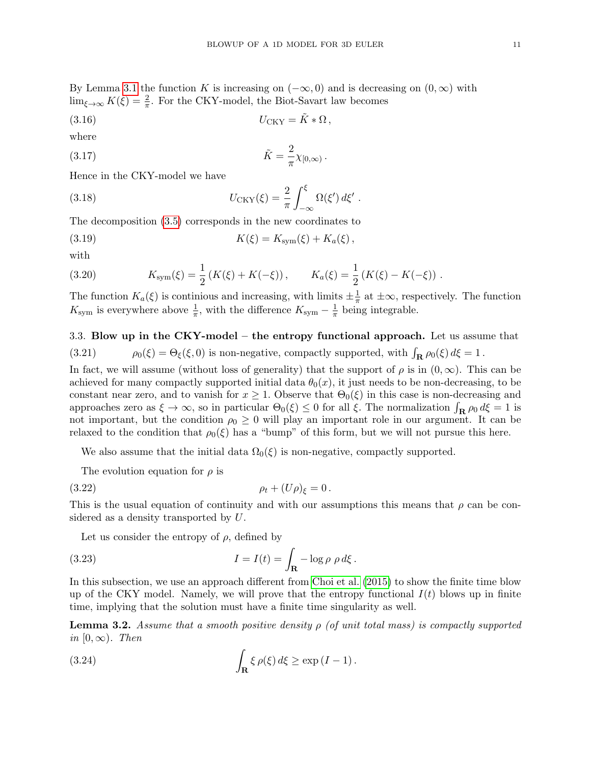By Lemma 3.1 the function $K$ is increasing on $(-\infty, 0)$ and is decreasing on $(0, \infty)$ with $\lim_{\xi\to\infty} K(\xi) = \frac{2}{\pi}$. For the CKY-model, the Biot-Savart law becomes

$$U_{\text{CKY}} = \tilde{K} * \Omega\,, \tag{3.16}$$

where

$$\tilde{K} = \frac{2}{\pi}\chi_{[0,\infty)}\,. \tag{3.17}$$

Hence in the CKY-model we have

$$U_{\text{CKY}}(\xi) = \frac{2}{\pi}\int_{-\infty}^{\xi} \Omega(\xi')\,d\xi'\,. \tag{3.18}$$

The decomposition (3.5) corresponds in the new coordinates to

$$K(\xi) = K_{\text{sym}}(\xi) + K_a(\xi)\,, \tag{3.19}$$

with

$$K_{\text{sym}}(\xi) = \frac{1}{2}\left(K(\xi) + K(-\xi)\right), \qquad K_a(\xi) = \frac{1}{2}\left(K(\xi) - K(-\xi)\right)\,. \tag{3.20}$$

The function $K_a(\xi)$ is continious and increasing, with limits $\pm\frac{1}{\pi}$ at $\pm\infty$, respectively. The function $K_{\text{sym}}$ is everywhere above $\frac{1}{\pi}$, with the difference $K_{\text{sym}} - \frac{1}{\pi}$ being integrable.

### 3.3. Blow up in the CKY-model – the entropy functional approach.

Let us assume that

$$\rho_0(\xi) = \Theta_\xi(\xi, 0) \text{ is non-negative, compactly supported, with } \textstyle\int_{\mathbf{R}} \rho_0(\xi)\,d\xi = 1\,. \tag{3.21}$$

In fact, we will assume (without loss of generality) that the support of $\rho$ is in $(0, \infty)$. This can be achieved for many compactly supported initial data $\theta_0(x)$, it just needs to be non-decreasing, to be constant near zero, and to vanish for $x \geq 1$. Observe that $\Theta_0(\xi)$ in this case is non-decreasing and approaches zero as $\xi \to \infty$, so in particular $\Theta_0(\xi) \leq 0$ for all $\xi$. The normalization $\int_{\mathbf{R}} \rho_0\,d\xi = 1$ is not important, but the condition $\rho_0 \geq 0$ will play an important role in our argument. It can be relaxed to the condition that $\rho_0(\xi)$ has a "bump" of this form, but we will not pursue this here.

We also assume that the initial data $\Omega_0(\xi)$ is non-negative, compactly supported.

The evolution equation for $\rho$ is

$$\rho_t + (U\rho)_\xi = 0\,. \tag{3.22}$$

This is the usual equation of continuity and with our assumptions this means that $\rho$ can be considered as a density transported by $U$.

Let us consider the entropy of $\rho$, defined by

$$I = I(t) = \int_{\mathbf{R}} -\log\rho\;\rho\,d\xi\,. \tag{3.23}$$

In this subsection, we use an approach different from Choi et al. (2015) to show the finite time blow up of the CKY model. Namely, we will prove that the entropy functional $I(t)$ blows up in finite time, implying that the solution must have a finite time singularity as well.

**Lemma 3.2.** *Assume that a smooth positive density $\rho$ (of unit total mass) is compactly supported in $[0, \infty)$. Then*

$$\int_{\mathbf{R}} \xi\,\rho(\xi)\,d\xi \geq \exp\left(I - 1\right). \tag{3.24}$$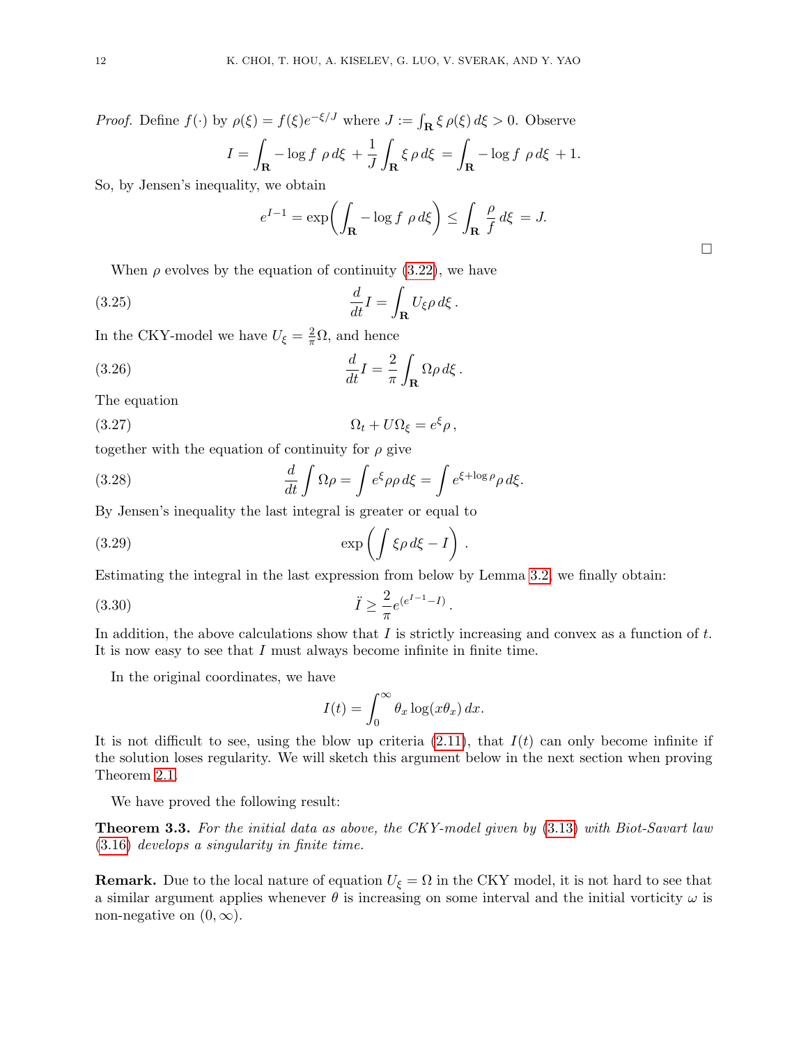*Proof.* Define $f(\cdot)$ by $\rho(\xi) = f(\xi)e^{-\xi/J}$ where $J := \int_{\mathbf{R}} \xi\, \rho(\xi)\, d\xi > 0$. Observe

$$I = \int_{\mathbf{R}} -\log f\ \rho\, d\xi\ + \frac{1}{J}\int_{\mathbf{R}} \xi\, \rho\, d\xi\ = \int_{\mathbf{R}} -\log f\ \rho\, d\xi\ + 1.$$

So, by Jensen's inequality, we obtain

$$e^{I-1} = \exp\biggl(\int_{\mathbf{R}} -\log f\ \rho\, d\xi\biggr) \le \int_{\mathbf{R}} \frac{\rho}{f}\, d\xi\ = J.$$

□

When $\rho$ evolves by the equation of continuity (3.22), we have

$$\frac{d}{dt} I = \int_{\mathbf{R}} U_\xi \rho\, d\xi\,. \tag{3.25}$$

In the CKY-model we have $U_\xi = \frac{2}{\pi}\Omega$, and hence

$$\frac{d}{dt} I = \frac{2}{\pi}\int_{\mathbf{R}} \Omega \rho\, d\xi\,. \tag{3.26}$$

The equation

$$\Omega_t + U\Omega_\xi = e^\xi \rho\,, \tag{3.27}$$

together with the equation of continuity for $\rho$ give

$$\frac{d}{dt}\int \Omega\rho = \int e^\xi \rho\rho\, d\xi = \int e^{\xi + \log\rho}\rho\, d\xi. \tag{3.28}$$

By Jensen's inequality the last integral is greater or equal to

$$\exp\left(\int \xi\rho\, d\xi - I\right)\,. \tag{3.29}$$

Estimating the integral in the last expression from below by Lemma 3.2, we finally obtain:

$$\ddot{I} \ge \frac{2}{\pi} e^{(e^{I-1} - I)}\,. \tag{3.30}$$

In addition, the above calculations show that $I$ is strictly increasing and convex as a function of $t$. It is now easy to see that $I$ must always become infinite in finite time.

In the original coordinates, we have

$$I(t) = \int_0^\infty \theta_x \log(x\theta_x)\, dx.$$

It is not difficult to see, using the blow up criteria (2.11), that $I(t)$ can only become infinite if the solution loses regularity. We will sketch this argument below in the next section when proving Theorem 2.1.

We have proved the following result:

**Theorem 3.3.** *For the initial data as above, the CKY-model given by (3.13) with Biot-Savart law (3.16) develops a singularity in finite time.*

**Remark.** Due to the local nature of equation $U_\xi = \Omega$ in the CKY model, it is not hard to see that a similar argument applies whenever $\theta$ is increasing on some interval and the initial vorticity $\omega$ is non-negative on $(0, \infty)$.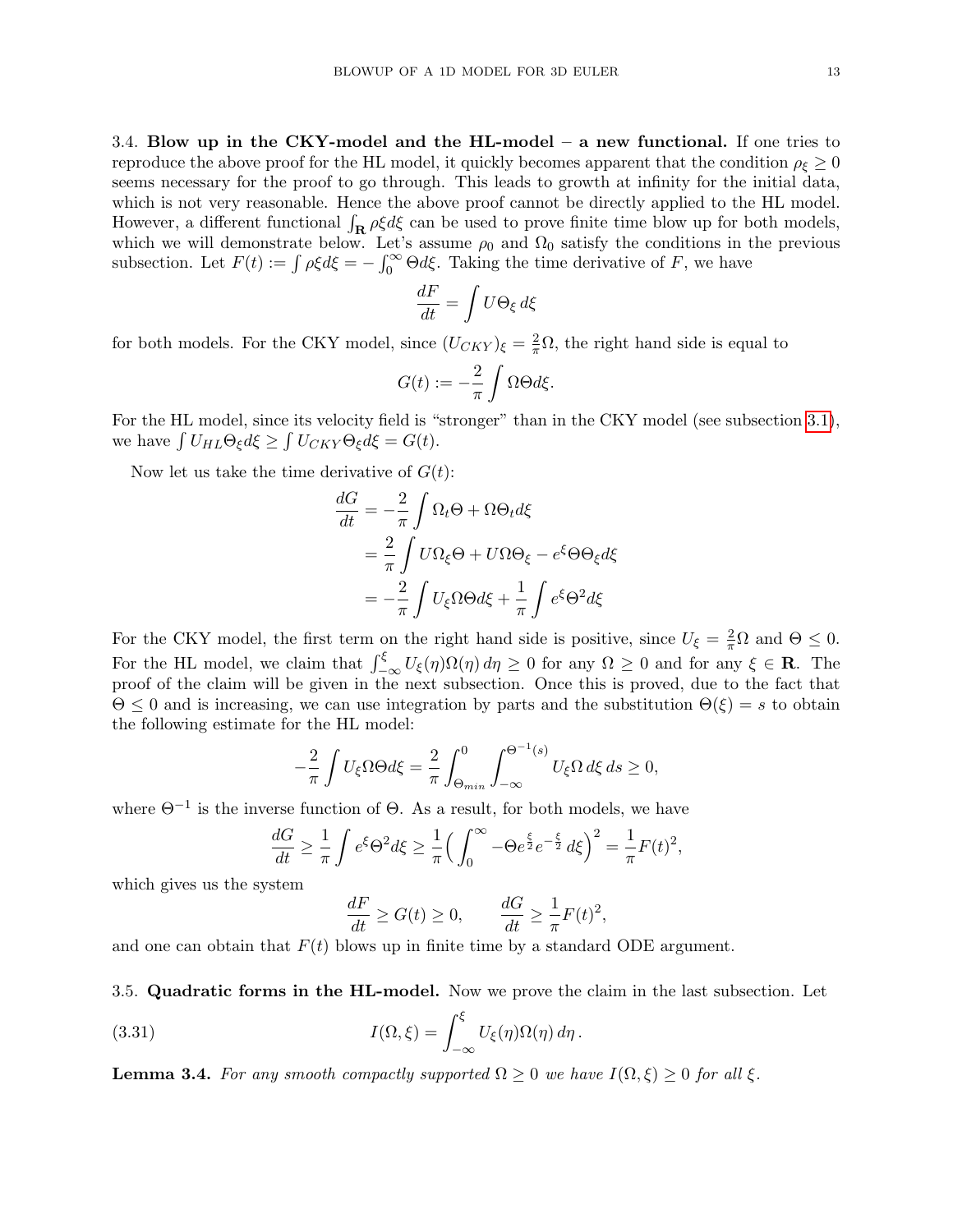### 3.4. **Blow up in the CKY-model and the HL-model – a new functional.**

If one tries to reproduce the above proof for the HL model, it quickly becomes apparent that the condition $\rho_\xi \geq 0$ seems necessary for the proof to go through. This leads to growth at infinity for the initial data, which is not very reasonable. Hence the above proof cannot be directly applied to the HL model. However, a different functional $\int_{\mathbf{R}} \rho \xi d\xi$ can be used to prove finite time blow up for both models, which we will demonstrate below. Let's assume $\rho_0$ and $\Omega_0$ satisfy the conditions in the previous subsection. Let $F(t) := \int \rho \xi d\xi = -\int_0^\infty \Theta d\xi$. Taking the time derivative of $F$, we have

$$\frac{dF}{dt} = \int U \Theta_\xi \, d\xi$$

for both models. For the CKY model, since $(U_{CKY})_\xi = \frac{2}{\pi}\Omega$, the right hand side is equal to

$$G(t) := -\frac{2}{\pi} \int \Omega \Theta d\xi.$$

For the HL model, since its velocity field is "stronger" than in the CKY model (see subsection 3.1), we have $\int U_{HL} \Theta_\xi d\xi \geq \int U_{CKY} \Theta_\xi d\xi = G(t)$.

Now let us take the time derivative of $G(t)$:

$$\begin{aligned}
\frac{dG}{dt} &= -\frac{2}{\pi} \int \Omega_t \Theta + \Omega \Theta_t d\xi \\
&= \frac{2}{\pi} \int U \Omega_\xi \Theta + U \Omega \Theta_\xi - e^\xi \Theta \Theta_\xi d\xi \\
&= -\frac{2}{\pi} \int U_\xi \Omega \Theta d\xi + \frac{1}{\pi} \int e^\xi \Theta^2 d\xi
\end{aligned}$$

For the CKY model, the first term on the right hand side is positive, since $U_\xi = \frac{2}{\pi}\Omega$ and $\Theta \leq 0$. For the HL model, we claim that $\int_{-\infty}^{\xi} U_\xi(\eta)\Omega(\eta)\, d\eta \geq 0$ for any $\Omega \geq 0$ and for any $\xi \in \mathbf{R}$. The proof of the claim will be given in the next subsection. Once this is proved, due to the fact that $\Theta \leq 0$ and is increasing, we can use integration by parts and the substitution $\Theta(\xi) = s$ to obtain the following estimate for the HL model:

$$-\frac{2}{\pi} \int U_\xi \Omega \Theta d\xi = \frac{2}{\pi} \int_{\Theta_{min}}^{0} \int_{-\infty}^{\Theta^{-1}(s)} U_\xi \Omega \, d\xi \, ds \geq 0,$$

where $\Theta^{-1}$ is the inverse function of $\Theta$. As a result, for both models, we have

$$\frac{dG}{dt} \geq \frac{1}{\pi} \int e^\xi \Theta^2 d\xi \geq \frac{1}{\pi} \Big( \int_0^\infty -\Theta e^{\frac{\xi}{2}} e^{-\frac{\xi}{2}} \, d\xi \Big)^2 = \frac{1}{\pi} F(t)^2,$$

which gives us the system

$$\frac{dF}{dt} \geq G(t) \geq 0, \qquad \frac{dG}{dt} \geq \frac{1}{\pi} F(t)^2,$$

and one can obtain that $F(t)$ blows up in finite time by a standard ODE argument.

### 3.5. **Quadratic forms in the HL-model.**

Now we prove the claim in the last subsection. Let

$$I(\Omega, \xi) = \int_{-\infty}^{\xi} U_\xi(\eta) \Omega(\eta) \, d\eta \,. \tag{3.31}$$

**Lemma 3.4.** *For any smooth compactly supported $\Omega \geq 0$ we have $I(\Omega, \xi) \geq 0$ for all $\xi$.*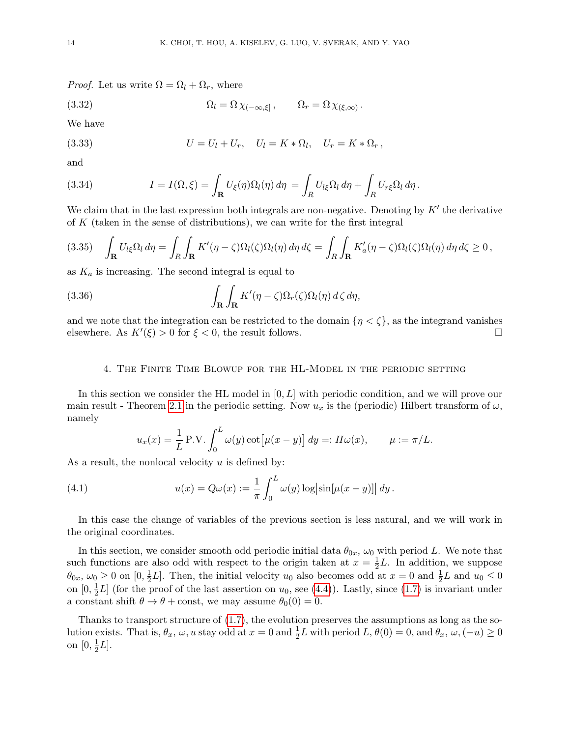*Proof.* Let us write $\Omega = \Omega_l + \Omega_r$, where

$$\Omega_l = \Omega\, \chi_{(-\infty,\xi]}\,, \qquad \Omega_r = \Omega\, \chi_{(\xi,\infty)}\,. \tag{3.32}$$

We have

$$U = U_l + U_r, \quad U_l = K * \Omega_l, \quad U_r = K * \Omega_r\,, \tag{3.33}$$

and

$$I = I(\Omega,\xi) = \int_{\mathbf{R}} U_\xi(\eta)\Omega_l(\eta)\,d\eta \;=\int_R U_{l\xi}\Omega_l\,d\eta + \int_R U_{r\xi}\Omega_l\,d\eta\,. \tag{3.34}$$

We claim that in the last expression both integrals are non-negative. Denoting by $K'$ the derivative of $K$ (taken in the sense of distributions), we can write for the first integral

$$\int_{\mathbf{R}} U_{l\xi}\Omega_l\,d\eta = \int_R\int_{\mathbf{R}} K'(\eta-\zeta)\Omega_l(\zeta)\Omega_l(\eta)\,d\eta\,d\zeta = \int_R\int_{\mathbf{R}} K_a'(\eta-\zeta)\Omega_l(\zeta)\Omega_l(\eta)\,d\eta\,d\zeta \geq 0\,, \tag{3.35}$$

as $K_a$ is increasing. The second integral is equal to

$$\int_{\mathbf{R}}\int_{\mathbf{R}} K'(\eta-\zeta)\Omega_r(\zeta)\Omega_l(\eta)\,d\,\zeta\,d\eta, \tag{3.36}$$

and we note that the integration can be restricted to the domain $\{\eta<\zeta\}$, as the integrand vanishes elsewhere. As $K'(\xi)>0$ for $\xi<0$, the result follows. $\square$

## 4. The Finite Time Blowup for the HL-Model in the periodic setting

In this section we consider the HL model in $[0,L]$ with periodic condition, and we will prove our main result - Theorem 2.1 in the periodic setting. Now $u_x$ is the (periodic) Hilbert transform of $\omega$, namely

$$u_x(x) = \frac{1}{L}\,\text{P.V.}\int_0^L \omega(y)\cot\big[\mu(x-y)\big]\,dy =: H\omega(x), \qquad \mu := \pi/L.$$

As a result, the nonlocal velocity $u$ is defined by:

$$u(x) = Q\omega(x) := \frac{1}{\pi}\int_0^L \omega(y)\log\big|\sin[\mu(x-y)]\big|\,dy\,. \tag{4.1}$$

In this case the change of variables of the previous section is less natural, and we will work in the original coordinates.

In this section, we consider smooth odd periodic initial data $\theta_{0x}$, $\omega_0$ with period $L$. We note that such functions are also odd with respect to the origin taken at $x=\frac{1}{2}L$. In addition, we suppose $\theta_{0x}$, $\omega_0 \geq 0$ on $[0,\frac{1}{2}L]$. Then, the initial velocity $u_0$ also becomes odd at $x=0$ and $\frac{1}{2}L$ and $u_0\leq 0$ on $[0,\frac{1}{2}L]$ (for the proof of the last assertion on $u_0$, see (4.4)). Lastly, since (1.7) is invariant under a constant shift $\theta\to\theta+\text{const}$, we may assume $\theta_0(0)=0$.

Thanks to transport structure of (1.7), the evolution preserves the assumptions as long as the solution exists. That is, $\theta_x$, $\omega$, $u$ stay odd at $x=0$ and $\frac{1}{2}L$ with period $L$, $\theta(0)=0$, and $\theta_x$, $\omega$, $(-u)\geq 0$ on $[0,\frac{1}{2}L]$.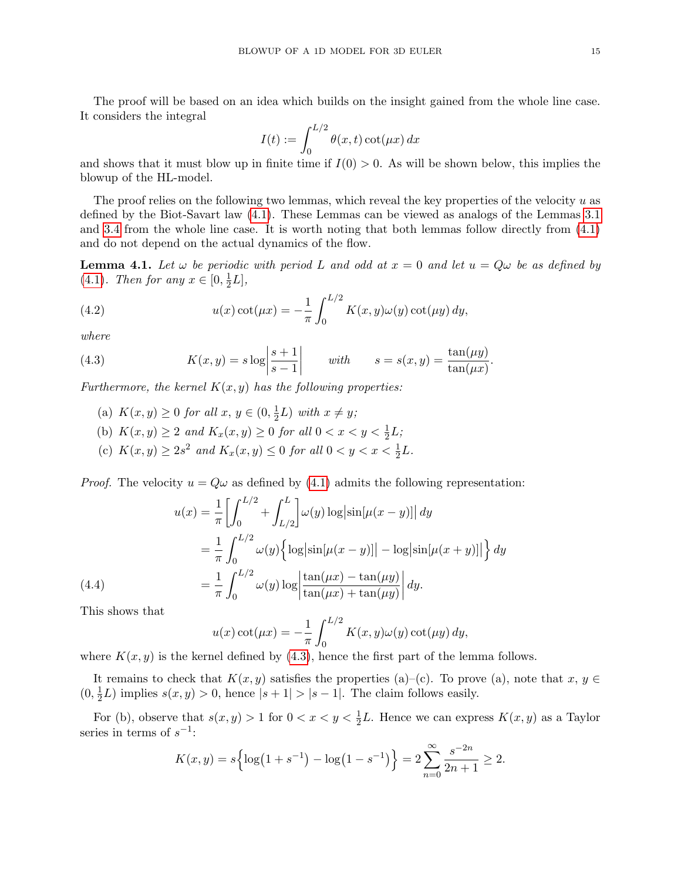The proof will be based on an idea which builds on the insight gained from the whole line case. It considers the integral

$$I(t) := \int_0^{L/2} \theta(x,t)\cot(\mu x)\,dx$$

and shows that it must blow up in finite time if $I(0) > 0$. As will be shown below, this implies the blowup of the HL-model.

The proof relies on the following two lemmas, which reveal the key properties of the velocity $u$ as defined by the Biot-Savart law (4.1). These Lemmas can be viewed as analogs of the Lemmas 3.1 and 3.4 from the whole line case. It is worth noting that both lemmas follow directly from (4.1) and do not depend on the actual dynamics of the flow.

**Lemma 4.1.** *Let $\omega$ be periodic with period $L$ and odd at $x = 0$ and let $u = Q\omega$ be as defined by (4.1). Then for any $x \in [0, \frac{1}{2}L]$,*

$$u(x)\cot(\mu x) = -\frac{1}{\pi}\int_0^{L/2} K(x,y)\omega(y)\cot(\mu y)\,dy, \tag{4.2}$$

*where*

$$K(x,y) = s\log\left|\frac{s+1}{s-1}\right| \qquad \text{with} \qquad s = s(x,y) = \frac{\tan(\mu y)}{\tan(\mu x)}. \tag{4.3}$$

*Furthermore, the kernel $K(x,y)$ has the following properties:*

- (a) *$K(x,y) \geq 0$ for all $x, y \in (0, \frac{1}{2}L)$ with $x \neq y$;*
- (b) *$K(x,y) \geq 2$ and $K_x(x,y) \geq 0$ for all $0 < x < y < \frac{1}{2}L$;*
- (c) *$K(x,y) \geq 2s^2$ and $K_x(x,y) \leq 0$ for all $0 < y < x < \frac{1}{2}L$.*

*Proof.* The velocity $u = Q\omega$ as defined by (4.1) admits the following representation:

$$\begin{aligned}
u(x) &= \frac{1}{\pi}\left[\int_0^{L/2} + \int_{L/2}^{L}\right]\omega(y)\log\bigl|\sin[\mu(x-y)]\bigr|\,dy \\
&= \frac{1}{\pi}\int_0^{L/2}\omega(y)\Bigl\{\log\bigl|\sin[\mu(x-y)]\bigr| - \log\bigl|\sin[\mu(x+y)]\bigr|\Bigr\}\,dy \\
&= \frac{1}{\pi}\int_0^{L/2}\omega(y)\log\left|\frac{\tan(\mu x)-\tan(\mu y)}{\tan(\mu x)+\tan(\mu y)}\right|\,dy.
\end{aligned} \tag{4.4}$$

This shows that

$$u(x)\cot(\mu x) = -\frac{1}{\pi}\int_0^{L/2} K(x,y)\omega(y)\cot(\mu y)\,dy,$$

where $K(x,y)$ is the kernel defined by (4.3), hence the first part of the lemma follows.

It remains to check that $K(x,y)$ satisfies the properties (a)–(c). To prove (a), note that $x, y \in (0, \frac{1}{2}L)$ implies $s(x,y) > 0$, hence $|s+1| > |s-1|$. The claim follows easily.

For (b), observe that $s(x,y) > 1$ for $0 < x < y < \frac{1}{2}L$. Hence we can express $K(x,y)$ as a Taylor series in terms of $s^{-1}$:

$$K(x,y) = s\Bigl\{\log\bigl(1+s^{-1}\bigr) - \log\bigl(1-s^{-1}\bigr)\Bigr\} = 2\sum_{n=0}^{\infty}\frac{s^{-2n}}{2n+1} \geq 2.$$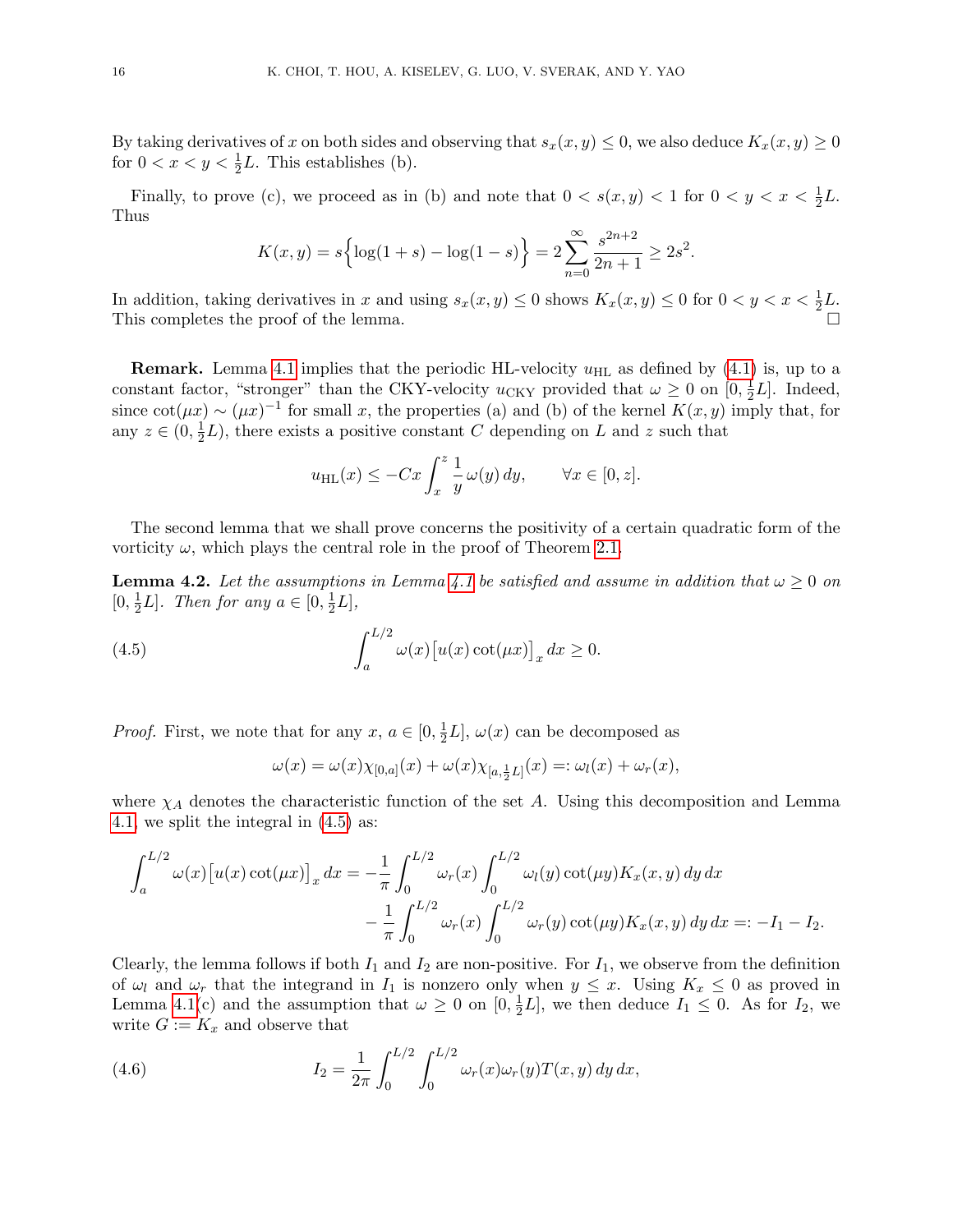By taking derivatives of $x$ on both sides and observing that $s_x(x,y) \le 0$, we also deduce $K_x(x,y) \ge 0$ for $0 < x < y < \frac{1}{2}L$. This establishes (b).

Finally, to prove (c), we proceed as in (b) and note that $0 < s(x,y) < 1$ for $0 < y < x < \frac{1}{2}L$. Thus

$$K(x,y) = s\Big\{\log(1+s) - \log(1-s)\Big\} = 2\sum_{n=0}^{\infty} \frac{s^{2n+2}}{2n+1} \ge 2s^2.$$

In addition, taking derivatives in $x$ and using $s_x(x,y) \le 0$ shows $K_x(x,y) \le 0$ for $0 < y < x < \frac{1}{2}L$. This completes the proof of the lemma. □

**Remark.** Lemma 4.1 implies that the periodic HL-velocity $u_{\rm HL}$ as defined by (4.1) is, up to a constant factor, "stronger" than the CKY-velocity $u_{\rm CKY}$ provided that $\omega \ge 0$ on $[0, \frac{1}{2}L]$. Indeed, since $\cot(\mu x) \sim (\mu x)^{-1}$ for small $x$, the properties (a) and (b) of the kernel $K(x,y)$ imply that, for any $z \in (0, \frac{1}{2}L)$, there exists a positive constant $C$ depending on $L$ and $z$ such that

$$u_{\rm HL}(x) \le -Cx \int_x^z \frac{1}{y}\,\omega(y)\,dy, \qquad \forall x \in [0, z].$$

The second lemma that we shall prove concerns the positivity of a certain quadratic form of the vorticity $\omega$, which plays the central role in the proof of Theorem 2.1.

**Lemma 4.2.** *Let the assumptions in Lemma 4.1 be satisfied and assume in addition that $\omega \ge 0$ on $[0, \frac{1}{2}L]$. Then for any $a \in [0, \frac{1}{2}L]$,*

$$\int_a^{L/2} \omega(x)\big[u(x)\cot(\mu x)\big]_x\,dx \ge 0. \tag{4.5}$$

*Proof.* First, we note that for any $x$, $a \in [0, \frac{1}{2}L]$, $\omega(x)$ can be decomposed as

$$\omega(x) = \omega(x)\chi_{[0,a]}(x) + \omega(x)\chi_{[a,\frac{1}{2}L]}(x) =: \omega_l(x) + \omega_r(x),$$

where $\chi_A$ denotes the characteristic function of the set $A$. Using this decomposition and Lemma 4.1, we split the integral in (4.5) as:

$$\begin{aligned}\int_a^{L/2} \omega(x)\big[u(x)\cot(\mu x)\big]_x\,dx = &-\frac{1}{\pi}\int_0^{L/2} \omega_r(x)\int_0^{L/2} \omega_l(y)\cot(\mu y)K_x(x,y)\,dy\,dx \\ &-\frac{1}{\pi}\int_0^{L/2} \omega_r(x)\int_0^{L/2} \omega_r(y)\cot(\mu y)K_x(x,y)\,dy\,dx =: -I_1 - I_2.\end{aligned}$$

Clearly, the lemma follows if both $I_1$ and $I_2$ are non-positive. For $I_1$, we observe from the definition of $\omega_l$ and $\omega_r$ that the integrand in $I_1$ is nonzero only when $y \le x$. Using $K_x \le 0$ as proved in Lemma 4.1(c) and the assumption that $\omega \ge 0$ on $[0, \frac{1}{2}L]$, we then deduce $I_1 \le 0$. As for $I_2$, we write $G := K_x$ and observe that

$$I_2 = \frac{1}{2\pi}\int_0^{L/2}\int_0^{L/2} \omega_r(x)\omega_r(y)T(x,y)\,dy\,dx, \tag{4.6}$$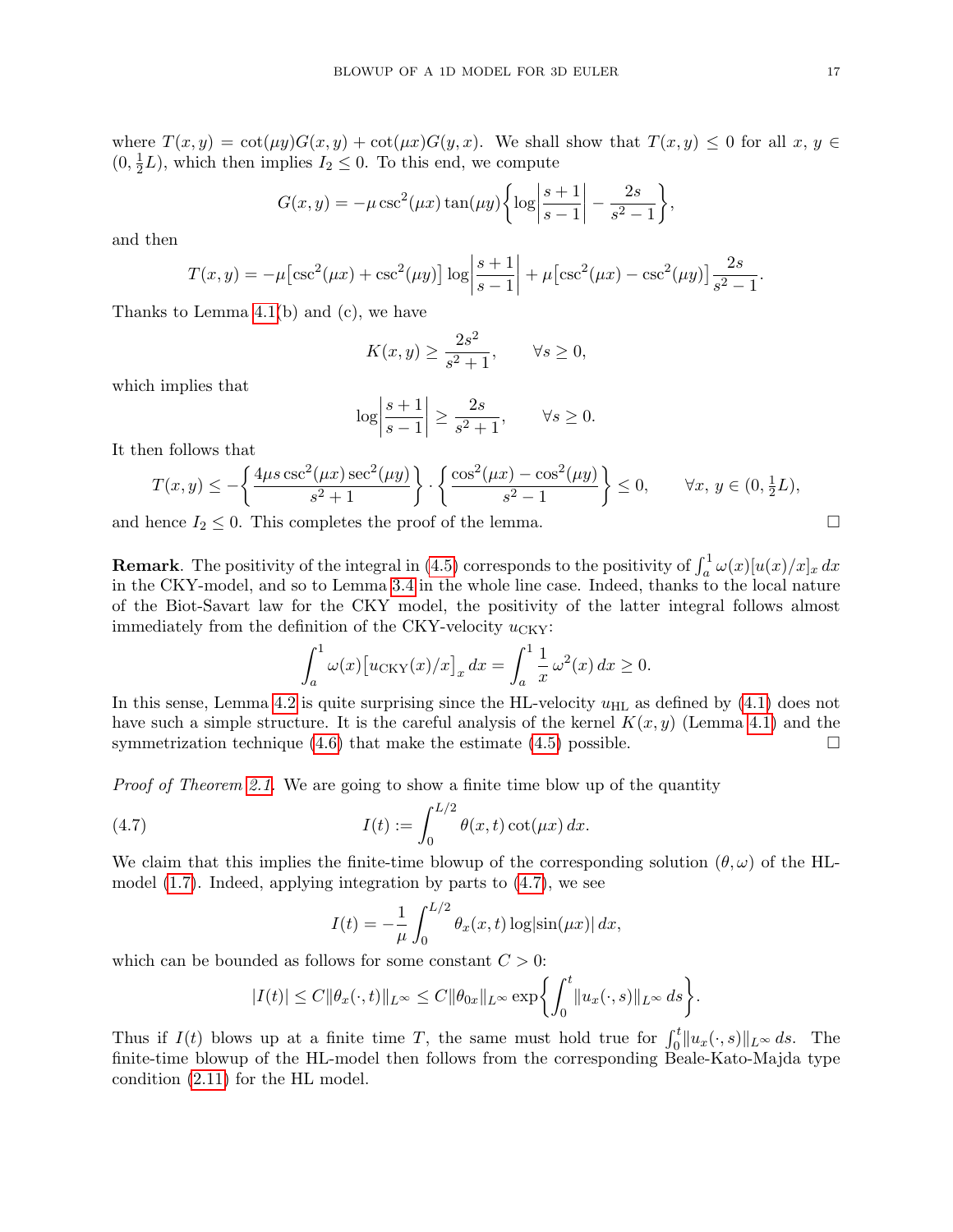where $T(x, y) = \cot(\mu y)G(x, y) + \cot(\mu x)G(y, x)$. We shall show that $T(x, y) \leq 0$ for all $x, y \in (0, \frac{1}{2}L)$, which then implies $I_2 \leq 0$. To this end, we compute

$$G(x, y) = -\mu \csc^2(\mu x) \tan(\mu y) \bigg\{ \log\bigg|\frac{s+1}{s-1}\bigg| - \frac{2s}{s^2-1} \bigg\},$$

and then

$$T(x, y) = -\mu\big[\csc^2(\mu x) + \csc^2(\mu y)\big] \log\bigg|\frac{s+1}{s-1}\bigg| + \mu\big[\csc^2(\mu x) - \csc^2(\mu y)\big] \frac{2s}{s^2-1}.$$

Thanks to Lemma 4.1(b) and (c), we have

$$K(x, y) \geq \frac{2s^2}{s^2+1}, \qquad \forall s \geq 0,$$

which implies that

$$\log\bigg|\frac{s+1}{s-1}\bigg| \geq \frac{2s}{s^2+1}, \qquad \forall s \geq 0.$$

It then follows that

$$T(x, y) \leq -\bigg\{ \frac{4\mu s \csc^2(\mu x) \sec^2(\mu y)}{s^2+1} \bigg\} \cdot \bigg\{ \frac{\cos^2(\mu x) - \cos^2(\mu y)}{s^2-1} \bigg\} \leq 0, \qquad \forall x,\, y \in (0, \tfrac{1}{2}L),$$

and hence $I_2 \leq 0$. This completes the proof of the lemma. □

**Remark**. The positivity of the integral in (4.5) corresponds to the positivity of $\int_a^1 \omega(x)[u(x)/x]_x \, dx$ in the CKY-model, and so to Lemma 3.4 in the whole line case. Indeed, thanks to the local nature of the Biot-Savart law for the CKY model, the positivity of the latter integral follows almost immediately from the definition of the CKY-velocity $u_{\mathrm{CKY}}$:

$$\int_a^1 \omega(x)\big[u_{\mathrm{CKY}}(x)/x\big]_x \, dx = \int_a^1 \frac{1}{x}\, \omega^2(x) \, dx \geq 0.$$

In this sense, Lemma 4.2 is quite surprising since the HL-velocity $u_{\mathrm{HL}}$ as defined by (4.1) does not have such a simple structure. It is the careful analysis of the kernel $K(x, y)$ (Lemma 4.1) and the symmetrization technique (4.6) that make the estimate (4.5) possible. □

*Proof of Theorem 2.1.* We are going to show a finite time blow up of the quantity

$$I(t) := \int_0^{L/2} \theta(x, t) \cot(\mu x) \, dx. \tag{4.7}$$

We claim that this implies the finite-time blowup of the corresponding solution $(\theta, \omega)$ of the HL-model (1.7). Indeed, applying integration by parts to (4.7), we see

$$I(t) = -\frac{1}{\mu} \int_0^{L/2} \theta_x(x, t) \log|\sin(\mu x)| \, dx,$$

which can be bounded as follows for some constant $C > 0$:

$$|I(t)| \leq C \|\theta_x(\cdot, t)\|_{L^\infty} \leq C \|\theta_{0x}\|_{L^\infty} \exp\bigg\{ \int_0^t \|u_x(\cdot, s)\|_{L^\infty} \, ds \bigg\}.$$

Thus if $I(t)$ blows up at a finite time $T$, the same must hold true for $\int_0^t \|u_x(\cdot, s)\|_{L^\infty} \, ds$. The finite-time blowup of the HL-model then follows from the corresponding Beale-Kato-Majda type condition (2.11) for the HL model.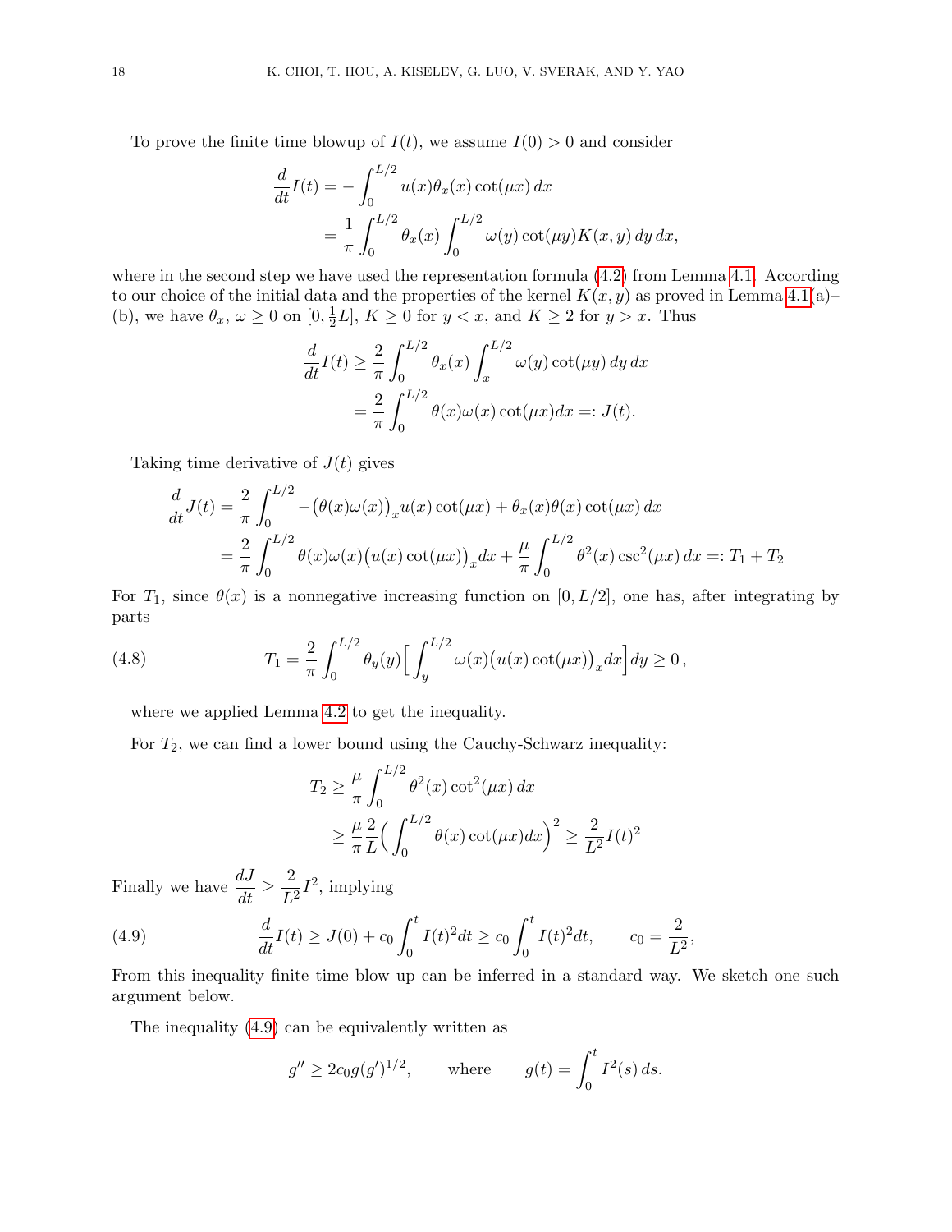To prove the finite time blowup of $I(t)$, we assume $I(0) > 0$ and consider

$$
\begin{aligned}
\frac{d}{dt}I(t) &= -\int_0^{L/2} u(x)\theta_x(x)\cot(\mu x)\,dx \\
&= \frac{1}{\pi}\int_0^{L/2} \theta_x(x)\int_0^{L/2} \omega(y)\cot(\mu y)K(x,y)\,dy\,dx,
\end{aligned}
$$

where in the second step we have used the representation formula (4.2) from Lemma 4.1. According to our choice of the initial data and the properties of the kernel $K(x,y)$ as proved in Lemma 4.1(a)–(b), we have $\theta_x, \omega \geq 0$ on $[0, \frac{1}{2}L]$, $K \geq 0$ for $y < x$, and $K \geq 2$ for $y > x$. Thus

$$
\begin{aligned}
\frac{d}{dt}I(t) &\geq \frac{2}{\pi}\int_0^{L/2} \theta_x(x)\int_x^{L/2} \omega(y)\cot(\mu y)\,dy\,dx \\
&= \frac{2}{\pi}\int_0^{L/2} \theta(x)\omega(x)\cot(\mu x)dx =: J(t).
\end{aligned}
$$

Taking time derivative of $J(t)$ gives

$$
\begin{aligned}
\frac{d}{dt}J(t) &= \frac{2}{\pi}\int_0^{L/2} -\big(\theta(x)\omega(x)\big)_x u(x)\cot(\mu x) + \theta_x(x)\theta(x)\cot(\mu x)\,dx \\
&= \frac{2}{\pi}\int_0^{L/2} \theta(x)\omega(x)\big(u(x)\cot(\mu x)\big)_x dx + \frac{\mu}{\pi}\int_0^{L/2} \theta^2(x)\csc^2(\mu x)\,dx =: T_1 + T_2
\end{aligned}
$$

For $T_1$, since $\theta(x)$ is a nonnegative increasing function on $[0, L/2]$, one has, after integrating by parts

$$
T_1 = \frac{2}{\pi}\int_0^{L/2} \theta_y(y)\Big[\int_y^{L/2} \omega(x)\big(u(x)\cot(\mu x)\big)_x dx\Big]dy \geq 0\,, \tag{4.8}
$$

where we applied Lemma 4.2 to get the inequality.

For $T_2$, we can find a lower bound using the Cauchy-Schwarz inequality:

$$
\begin{aligned}
T_2 &\geq \frac{\mu}{\pi}\int_0^{L/2} \theta^2(x)\cot^2(\mu x)\,dx \\
&\geq \frac{\mu}{\pi}\frac{2}{L}\Big(\int_0^{L/2} \theta(x)\cot(\mu x)dx\Big)^2 \geq \frac{2}{L^2}I(t)^2
\end{aligned}
$$

Finally we have $\dfrac{dJ}{dt} \geq \dfrac{2}{L^2}I^2$, implying

$$
\frac{d}{dt}I(t) \geq J(0) + c_0\int_0^t I(t)^2 dt \geq c_0\int_0^t I(t)^2 dt, \qquad c_0 = \frac{2}{L^2}, \tag{4.9}
$$

From this inequality finite time blow up can be inferred in a standard way. We sketch one such argument below.

The inequality (4.9) can be equivalently written as

$$
g'' \geq 2c_0 g (g')^{1/2}, \qquad \text{where} \qquad g(t) = \int_0^t I^2(s)\,ds.
$$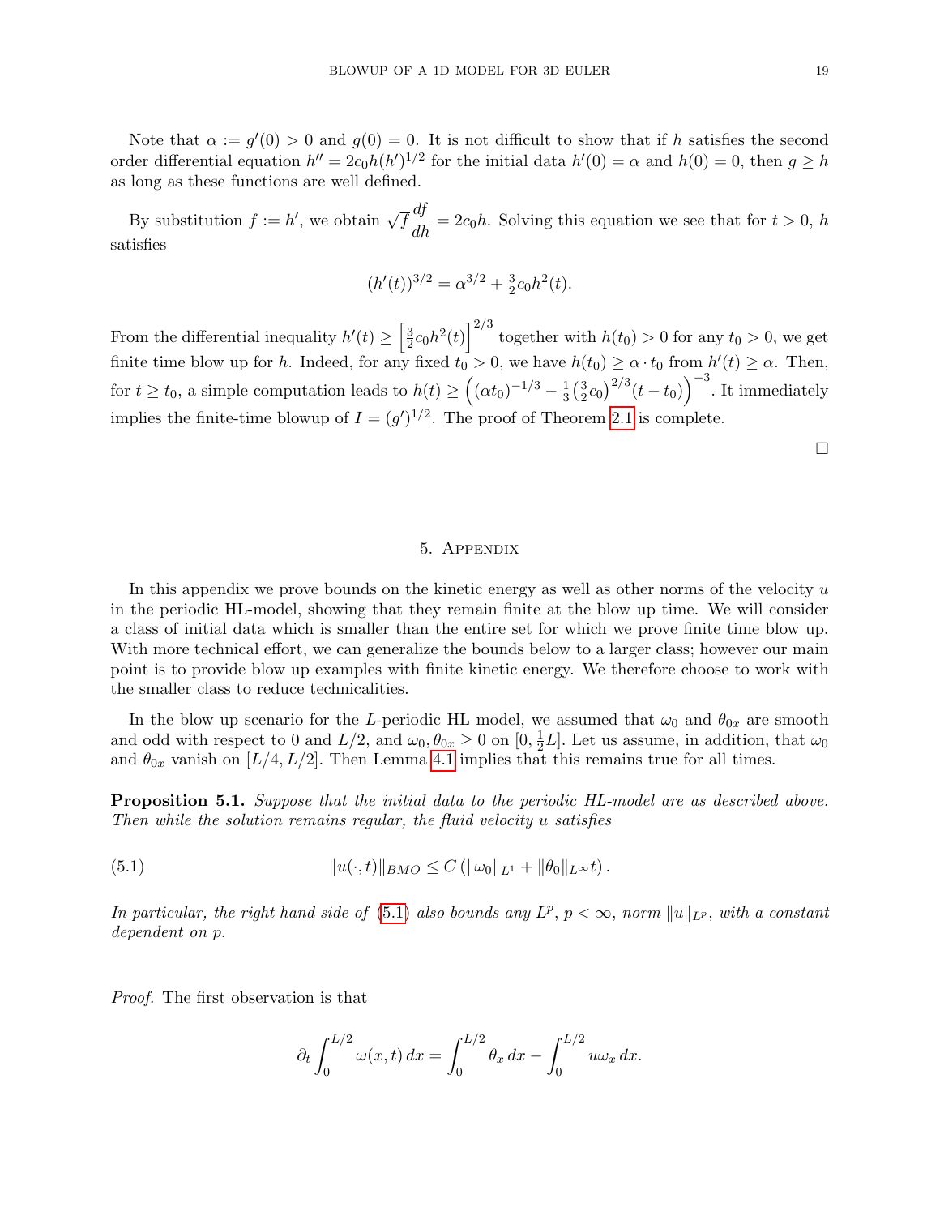Note that $\alpha := g'(0) > 0$ and $g(0) = 0$. It is not difficult to show that if $h$ satisfies the second order differential equation $h'' = 2c_0 h(h')^{1/2}$ for the initial data $h'(0) = \alpha$ and $h(0) = 0$, then $g \geq h$ as long as these functions are well defined.

By substitution $f := h'$, we obtain $\sqrt{f}\dfrac{df}{dh} = 2c_0 h$. Solving this equation we see that for $t > 0$, $h$ satisfies

$$(h'(t))^{3/2} = \alpha^{3/2} + \tfrac{3}{2}c_0 h^2(t).$$

From the differential inequality $h'(t) \geq \left[\tfrac{3}{2}c_0 h^2(t)\right]^{2/3}$ together with $h(t_0) > 0$ for any $t_0 > 0$, we get finite time blow up for $h$. Indeed, for any fixed $t_0 > 0$, we have $h(t_0) \geq \alpha \cdot t_0$ from $h'(t) \geq \alpha$. Then, for $t \geq t_0$, a simple computation leads to $h(t) \geq \left((\alpha t_0)^{-1/3} - \frac{1}{3}\left(\frac{3}{2}c_0\right)^{2/3}(t - t_0)\right)^{-3}$. It immediately implies the finite-time blowup of $I = (g')^{1/2}$. The proof of Theorem 2.1 is complete.

□

## 5. Appendix

In this appendix we prove bounds on the kinetic energy as well as other norms of the velocity $u$ in the periodic HL-model, showing that they remain finite at the blow up time. We will consider a class of initial data which is smaller than the entire set for which we prove finite time blow up. With more technical effort, we can generalize the bounds below to a larger class; however our main point is to provide blow up examples with finite kinetic energy. We therefore choose to work with the smaller class to reduce technicalities.

In the blow up scenario for the $L$-periodic HL model, we assumed that $\omega_0$ and $\theta_{0x}$ are smooth and odd with respect to 0 and $L/2$, and $\omega_0, \theta_{0x} \geq 0$ on $[0, \frac{1}{2}L]$. Let us assume, in addition, that $\omega_0$ and $\theta_{0x}$ vanish on $[L/4, L/2]$. Then Lemma 4.1 implies that this remains true for all times.

**Proposition 5.1.** *Suppose that the initial data to the periodic HL-model are as described above. Then while the solution remains regular, the fluid velocity $u$ satisfies*

$$\|u(\cdot, t)\|_{BMO} \leq C\left(\|\omega_0\|_{L^1} + \|\theta_0\|_{L^\infty} t\right). \tag{5.1}$$

*In particular, the right hand side of (5.1) also bounds any $L^p$, $p < \infty$, norm $\|u\|_{L^p}$, with a constant dependent on $p$.*

*Proof.* The first observation is that

$$\partial_t \int_0^{L/2} \omega(x, t)\, dx = \int_0^{L/2} \theta_x\, dx - \int_0^{L/2} u\omega_x\, dx.$$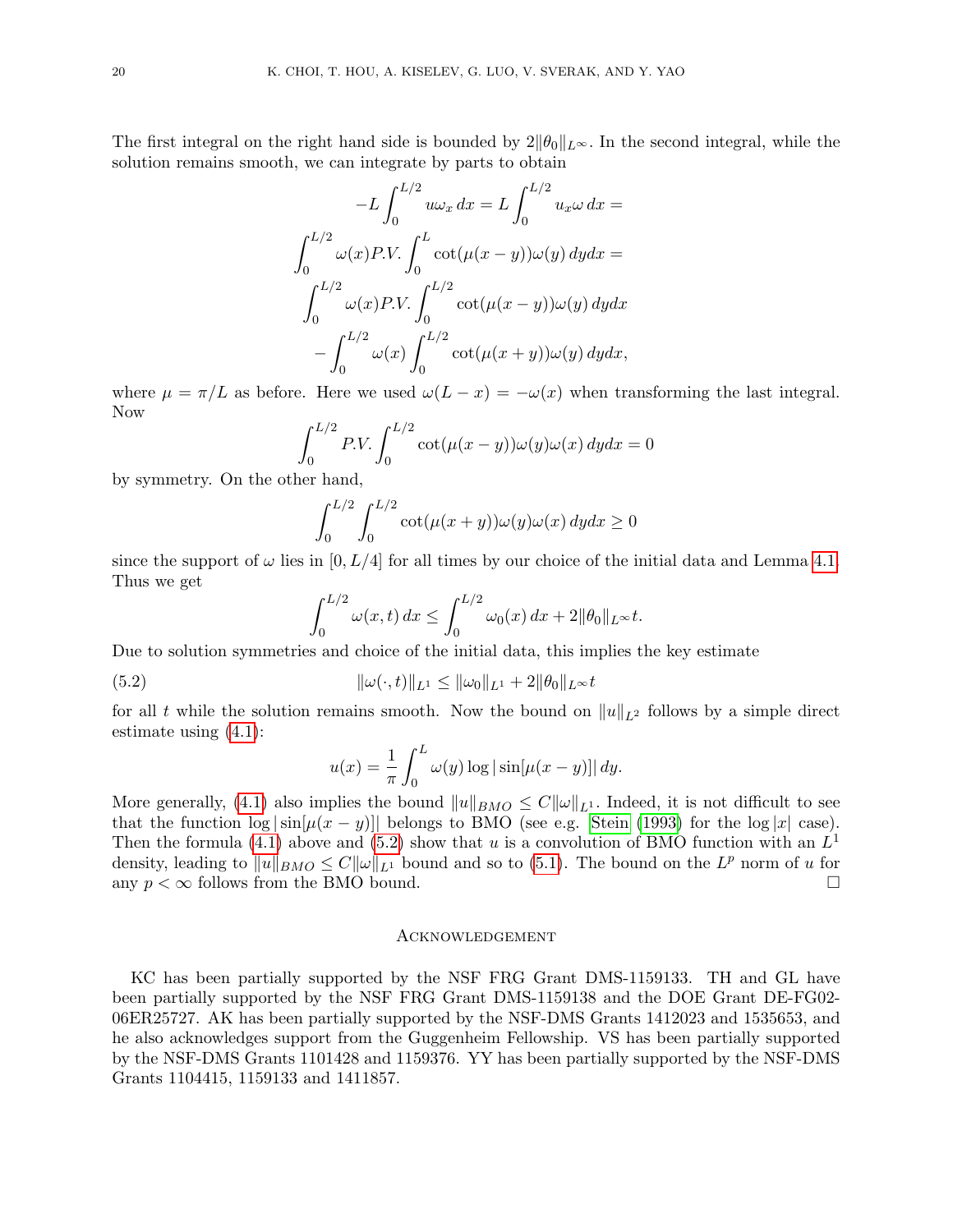The first integral on the right hand side is bounded by $2\|\theta_0\|_{L^\infty}$. In the second integral, while the solution remains smooth, we can integrate by parts to obtain

$$
-L\int_0^{L/2} u\omega_x\,dx = L\int_0^{L/2} u_x\omega\,dx =
$$

$$
\int_0^{L/2}\omega(x)P.V.\int_0^{L}\cot(\mu(x-y))\omega(y)\,dydx =
$$

$$
\int_0^{L/2}\omega(x)P.V.\int_0^{L/2}\cot(\mu(x-y))\omega(y)\,dydx
$$

$$
-\int_0^{L/2}\omega(x)\int_0^{L/2}\cot(\mu(x+y))\omega(y)\,dydx,
$$

where $\mu = \pi/L$ as before. Here we used $\omega(L-x) = -\omega(x)$ when transforming the last integral. Now

$$
\int_0^{L/2} P.V.\int_0^{L/2}\cot(\mu(x-y))\omega(y)\omega(x)\,dydx = 0
$$

by symmetry. On the other hand,

$$
\int_0^{L/2}\int_0^{L/2}\cot(\mu(x+y))\omega(y)\omega(x)\,dydx \geq 0
$$

since the support of $\omega$ lies in $[0, L/4]$ for all times by our choice of the initial data and Lemma 4.1. Thus we get

$$
\int_0^{L/2}\omega(x,t)\,dx \leq \int_0^{L/2}\omega_0(x)\,dx + 2\|\theta_0\|_{L^\infty}t.
$$

Due to solution symmetries and choice of the initial data, this implies the key estimate

$$
\|\omega(\cdot,t)\|_{L^1} \leq \|\omega_0\|_{L^1} + 2\|\theta_0\|_{L^\infty}t \tag{5.2}
$$

for all $t$ while the solution remains smooth. Now the bound on $\|u\|_{L^2}$ follows by a simple direct estimate using (4.1):

$$
u(x) = \frac{1}{\pi}\int_0^L \omega(y)\log|\sin[\mu(x-y)]|\,dy.
$$

More generally, (4.1) also implies the bound $\|u\|_{BMO} \leq C\|\omega\|_{L^1}$. Indeed, it is not difficult to see that the function $\log|\sin[\mu(x-y)]|$ belongs to BMO (see e.g. Stein (1993) for the $\log|x|$ case). Then the formula (4.1) above and (5.2) show that $u$ is a convolution of BMO function with an $L^1$ density, leading to $\|u\|_{BMO} \leq C\|\omega\|_{L^1}$ bound and so to (5.1). The bound on the $L^p$ norm of $u$ for any $p < \infty$ follows from the BMO bound. □

## Acknowledgement

KC has been partially supported by the NSF FRG Grant DMS-1159133. TH and GL have been partially supported by the NSF FRG Grant DMS-1159138 and the DOE Grant DE-FG02-06ER25727. AK has been partially supported by the NSF-DMS Grants 1412023 and 1535653, and he also acknowledges support from the Guggenheim Fellowship. VS has been partially supported by the NSF-DMS Grants 1101428 and 1159376. YY has been partially supported by the NSF-DMS Grants 1104415, 1159133 and 1411857.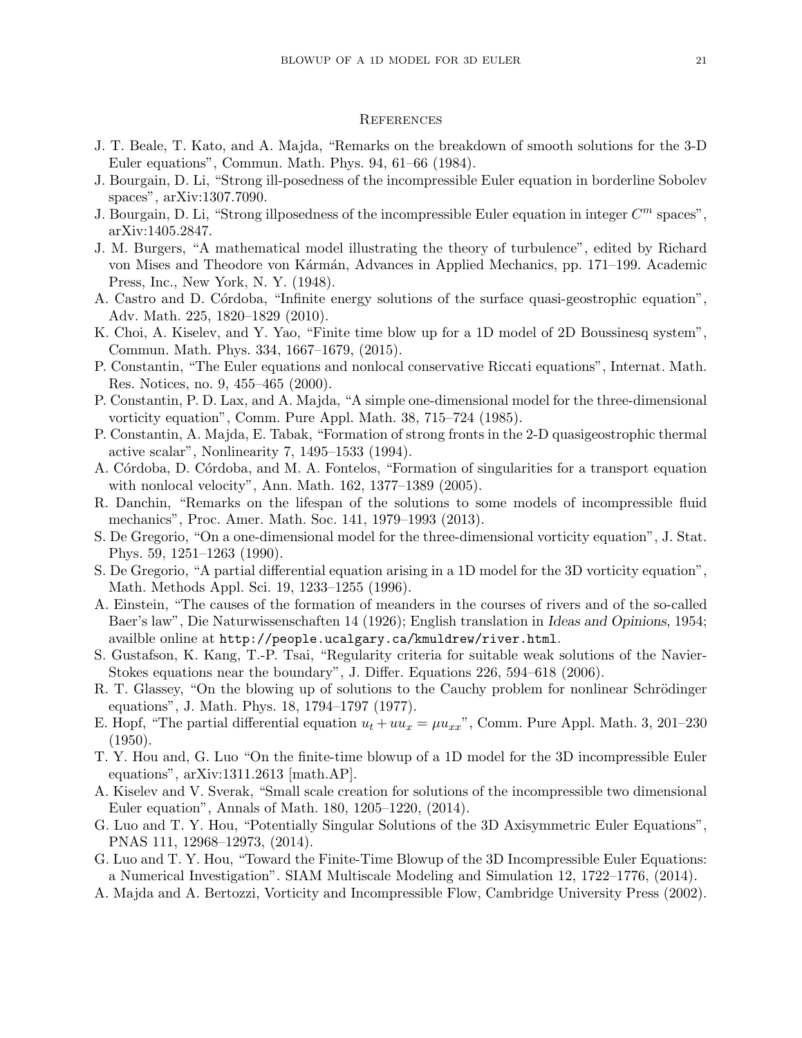## References

J. T. Beale, T. Kato, and A. Majda, "Remarks on the breakdown of smooth solutions for the 3-D Euler equations", Commun. Math. Phys. 94, 61–66 (1984).

J. Bourgain, D. Li, "Strong ill-posedness of the incompressible Euler equation in borderline Sobolev spaces", arXiv:1307.7090.

J. Bourgain, D. Li, "Strong illposedness of the incompressible Euler equation in integer $C^m$ spaces", arXiv:1405.2847.

J. M. Burgers, "A mathematical model illustrating the theory of turbulence", edited by Richard von Mises and Theodore von Kármán, Advances in Applied Mechanics, pp. 171–199. Academic Press, Inc., New York, N. Y. (1948).

A. Castro and D. Córdoba, "Infinite energy solutions of the surface quasi-geostrophic equation", Adv. Math. 225, 1820–1829 (2010).

K. Choi, A. Kiselev, and Y. Yao, "Finite time blow up for a 1D model of 2D Boussinesq system", Commun. Math. Phys. 334, 1667–1679, (2015).

P. Constantin, "The Euler equations and nonlocal conservative Riccati equations", Internat. Math. Res. Notices, no. 9, 455–465 (2000).

P. Constantin, P. D. Lax, and A. Majda, "A simple one-dimensional model for the three-dimensional vorticity equation", Comm. Pure Appl. Math. 38, 715–724 (1985).

P. Constantin, A. Majda, E. Tabak, "Formation of strong fronts in the 2-D quasigeostrophic thermal active scalar", Nonlinearity 7, 1495–1533 (1994).

A. Córdoba, D. Córdoba, and M. A. Fontelos, "Formation of singularities for a transport equation with nonlocal velocity", Ann. Math. 162, 1377–1389 (2005).

R. Danchin, "Remarks on the lifespan of the solutions to some models of incompressible fluid mechanics", Proc. Amer. Math. Soc. 141, 1979–1993 (2013).

S. De Gregorio, "On a one-dimensional model for the three-dimensional vorticity equation", J. Stat. Phys. 59, 1251–1263 (1990).

S. De Gregorio, "A partial differential equation arising in a 1D model for the 3D vorticity equation", Math. Methods Appl. Sci. 19, 1233–1255 (1996).

A. Einstein, "The causes of the formation of meanders in the courses of rivers and of the so-called Baer's law", Die Naturwissenschaften 14 (1926); English translation in *Ideas and Opinions*, 1954; availble online at `http://people.ucalgary.ca/kmuldrew/river.html`.

S. Gustafson, K. Kang, T.-P. Tsai, "Regularity criteria for suitable weak solutions of the Navier-Stokes equations near the boundary", J. Differ. Equations 226, 594–618 (2006).

R. T. Glassey, "On the blowing up of solutions to the Cauchy problem for nonlinear Schrödinger equations", J. Math. Phys. 18, 1794–1797 (1977).

E. Hopf, "The partial differential equation $u_t + uu_x = \mu u_{xx}$", Comm. Pure Appl. Math. 3, 201–230 (1950).

T. Y. Hou and, G. Luo "On the finite-time blowup of a 1D model for the 3D incompressible Euler equations", arXiv:1311.2613 [math.AP].

A. Kiselev and V. Sverak, "Small scale creation for solutions of the incompressible two dimensional Euler equation", Annals of Math. 180, 1205–1220, (2014).

G. Luo and T. Y. Hou, "Potentially Singular Solutions of the 3D Axisymmetric Euler Equations", PNAS 111, 12968–12973, (2014).

G. Luo and T. Y. Hou, "Toward the Finite-Time Blowup of the 3D Incompressible Euler Equations: a Numerical Investigation". SIAM Multiscale Modeling and Simulation 12, 1722–1776, (2014).

A. Majda and A. Bertozzi, Vorticity and Incompressible Flow, Cambridge University Press (2002).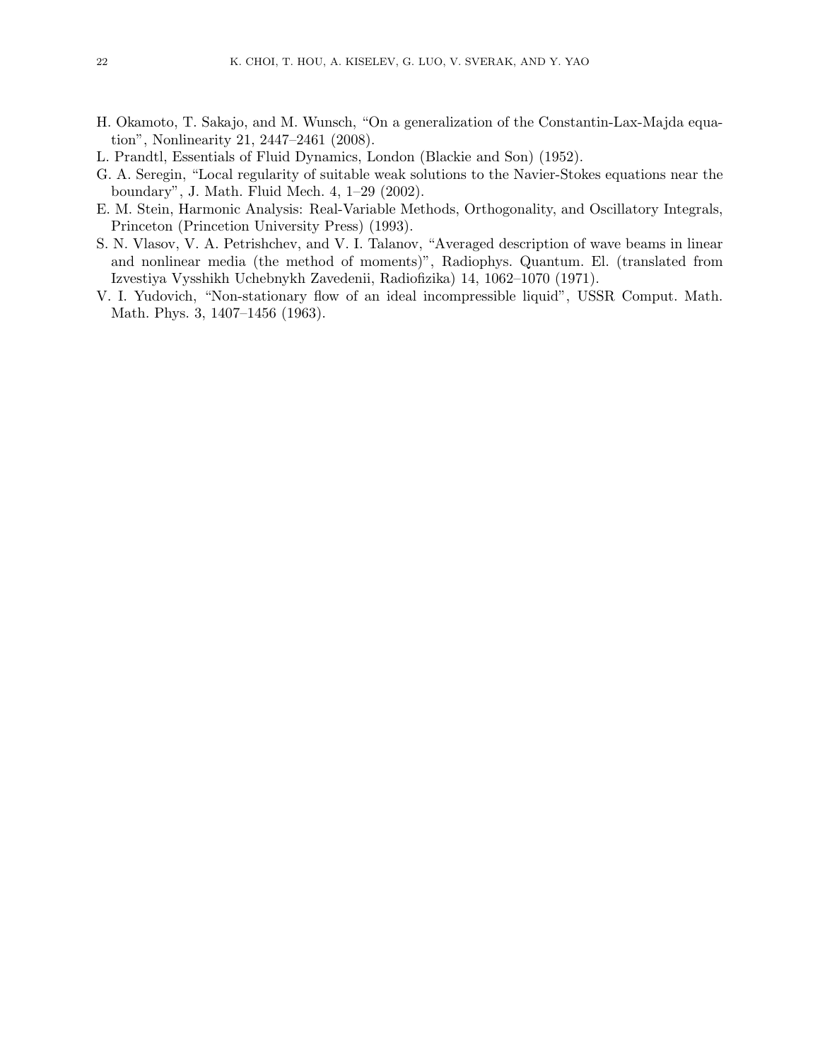H. Okamoto, T. Sakajo, and M. Wunsch, “On a generalization of the Constantin-Lax-Majda equation”, Nonlinearity 21, 2447–2461 (2008).

L. Prandtl, Essentials of Fluid Dynamics, London (Blackie and Son) (1952).

G. A. Seregin, “Local regularity of suitable weak solutions to the Navier-Stokes equations near the boundary”, J. Math. Fluid Mech. 4, 1–29 (2002).

E. M. Stein, Harmonic Analysis: Real-Variable Methods, Orthogonality, and Oscillatory Integrals, Princeton (Princetion University Press) (1993).

S. N. Vlasov, V. A. Petrishchev, and V. I. Talanov, “Averaged description of wave beams in linear and nonlinear media (the method of moments)”, Radiophys. Quantum. El. (translated from Izvestiya Vysshikh Uchebnykh Zavedenii, Radiofizika) 14, 1062–1070 (1971).

V. I. Yudovich, “Non-stationary flow of an ideal incompressible liquid”, USSR Comput. Math. Math. Phys. 3, 1407–1456 (1963).